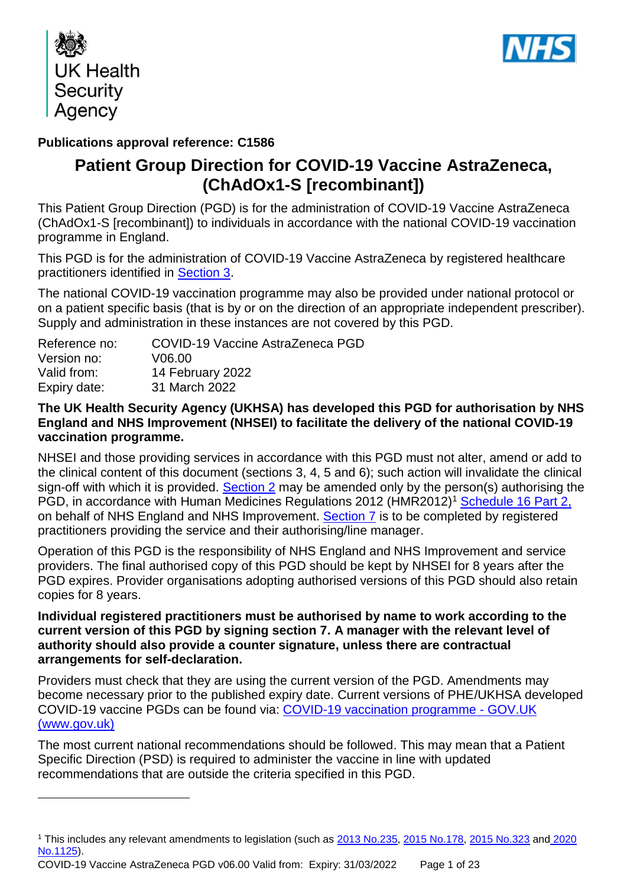UK Health Security Agency

NHS

**Publications approval reference: C1586**

# Patient Group Direction for COVID-19 Vaccine AstraZeneca, (ChAdOx1-S [recombinant])

This Patient Group Direction (PGD) is for the administration of COVID-19 Vaccine AstraZeneca (ChAdOx1-S [recombinant]) to individuals in accordance with the national COVID-19 vaccination programme in England.

This PGD is for the administration of COVID-19 Vaccine AstraZeneca by registered healthcare practitioners identified in Section 3.

The national COVID-19 vaccination programme may also be provided under national protocol or on a patient specific basis (that is by or on the direction of an appropriate independent prescriber). Supply and administration in these instances are not covered by this PGD.

| | |
|---|---|
| Reference no: | COVID-19 Vaccine AstraZeneca PGD |
| Version no: | V06.00 |
| Valid from: | 14 February 2022 |
| Expiry date: | 31 March 2022 |

**The UK Health Security Agency (UKHSA) has developed this PGD for authorisation by NHS England and NHS Improvement (NHSEI) to facilitate the delivery of the national COVID-19 vaccination programme.**

NHSEI and those providing services in accordance with this PGD must not alter, amend or add to the clinical content of this document (sections 3, 4, 5 and 6); such action will invalidate the clinical sign-off with which it is provided. Section 2 may be amended only by the person(s) authorising the PGD, in accordance with Human Medicines Regulations 2012 (HMR2012)[1] Schedule 16 Part 2, on behalf of NHS England and NHS Improvement. Section 7 is to be completed by registered practitioners providing the service and their authorising/line manager.

Operation of this PGD is the responsibility of NHS England and NHS Improvement and service providers. The final authorised copy of this PGD should be kept by NHSEI for 8 years after the PGD expires. Provider organisations adopting authorised versions of this PGD should also retain copies for 8 years.

**Individual registered practitioners must be authorised by name to work according to the current version of this PGD by signing section 7. A manager with the relevant level of authority should also provide a counter signature, unless there are contractual arrangements for self-declaration.**

Providers must check that they are using the current version of the PGD. Amendments may become necessary prior to the published expiry date. Current versions of PHE/UKHSA developed COVID-19 vaccine PGDs can be found via: COVID-19 vaccination programme - GOV.UK (www.gov.uk)

The most current national recommendations should be followed. This may mean that a Patient Specific Direction (PSD) is required to administer the vaccine in line with updated recommendations that are outside the criteria specified in this PGD.

[1] This includes any relevant amendments to legislation (such as 2013 No.235, 2015 No.178, 2015 No.323 and 2020 No.1125).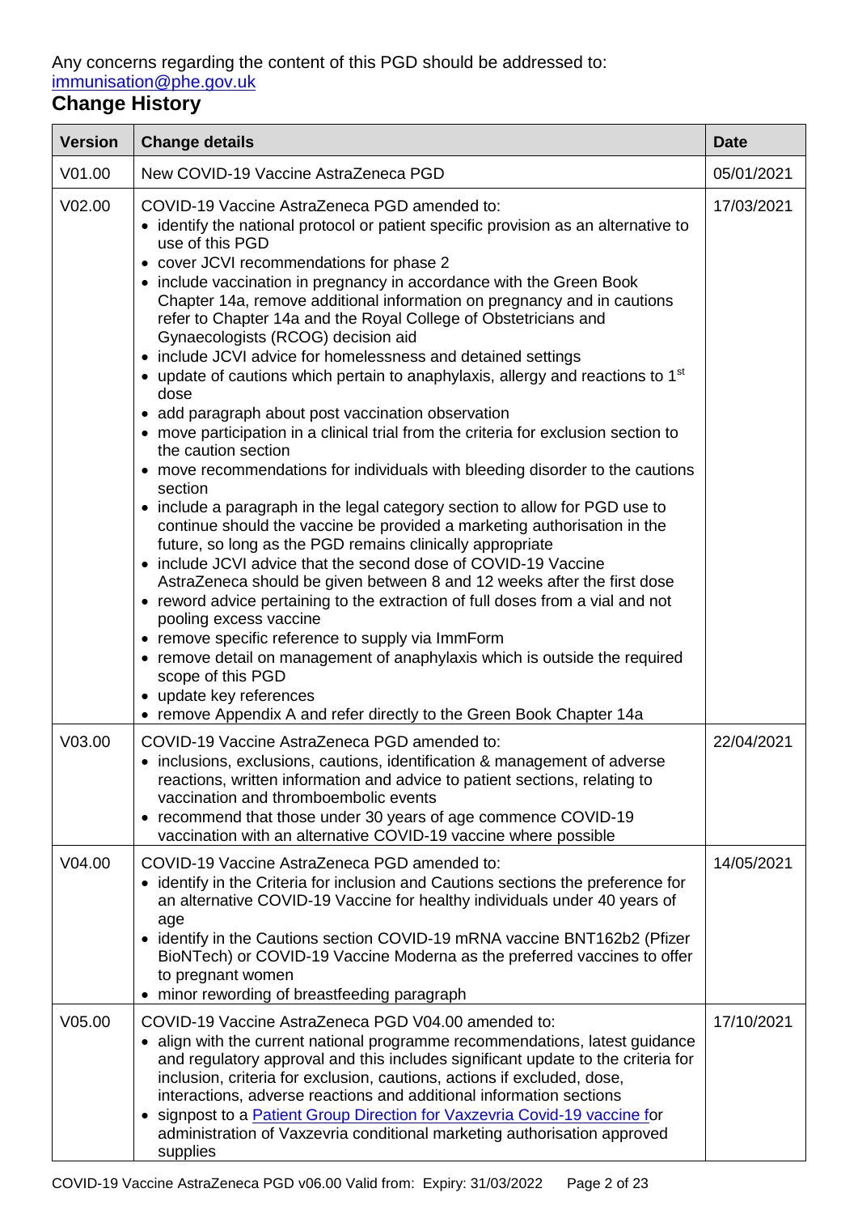Any concerns regarding the content of this PGD should be addressed to: [immunisation@phe.gov.uk](mailto:immunisation@phe.gov.uk)

## Change History

| Version | Change details | Date |
|---|---|---|
| V01.00 | New COVID-19 Vaccine AstraZeneca PGD | 05/01/2021 |
| V02.00 | COVID-19 Vaccine AstraZeneca PGD amended to:<br>• identify the national protocol or patient specific provision as an alternative to use of this PGD<br>• cover JCVI recommendations for phase 2<br>• include vaccination in pregnancy in accordance with the Green Book Chapter 14a, remove additional information on pregnancy and in cautions refer to Chapter 14a and the Royal College of Obstetricians and Gynaecologists (RCOG) decision aid<br>• include JCVI advice for homelessness and detained settings<br>• update of cautions which pertain to anaphylaxis, allergy and reactions to 1st dose<br>• add paragraph about post vaccination observation<br>• move participation in a clinical trial from the criteria for exclusion section to the caution section<br>• move recommendations for individuals with bleeding disorder to the cautions section<br>• include a paragraph in the legal category section to allow for PGD use to continue should the vaccine be provided a marketing authorisation in the future, so long as the PGD remains clinically appropriate<br>• include JCVI advice that the second dose of COVID-19 Vaccine AstraZeneca should be given between 8 and 12 weeks after the first dose<br>• reword advice pertaining to the extraction of full doses from a vial and not pooling excess vaccine<br>• remove specific reference to supply via ImmForm<br>• remove detail on management of anaphylaxis which is outside the required scope of this PGD<br>• update key references<br>• remove Appendix A and refer directly to the Green Book Chapter 14a | 17/03/2021 |
| V03.00 | COVID-19 Vaccine AstraZeneca PGD amended to:<br>• inclusions, exclusions, cautions, identification & management of adverse reactions, written information and advice to patient sections, relating to vaccination and thromboembolic events<br>• recommend that those under 30 years of age commence COVID-19 vaccination with an alternative COVID-19 vaccine where possible | 22/04/2021 |
| V04.00 | COVID-19 Vaccine AstraZeneca PGD amended to:<br>• identify in the Criteria for inclusion and Cautions sections the preference for an alternative COVID-19 Vaccine for healthy individuals under 40 years of age<br>• identify in the Cautions section COVID-19 mRNA vaccine BNT162b2 (Pfizer BioNTech) or COVID-19 Vaccine Moderna as the preferred vaccines to offer to pregnant women<br>• minor rewording of breastfeeding paragraph | 14/05/2021 |
| V05.00 | COVID-19 Vaccine AstraZeneca PGD V04.00 amended to:<br>• align with the current national programme recommendations, latest guidance and regulatory approval and this includes significant update to the criteria for inclusion, criteria for exclusion, cautions, actions if excluded, dose, interactions, adverse reactions and additional information sections<br>• signpost to a Patient Group Direction for Vaxzevria Covid-19 vaccine for administration of Vaxzevria conditional marketing authorisation approved supplies | 17/10/2021 |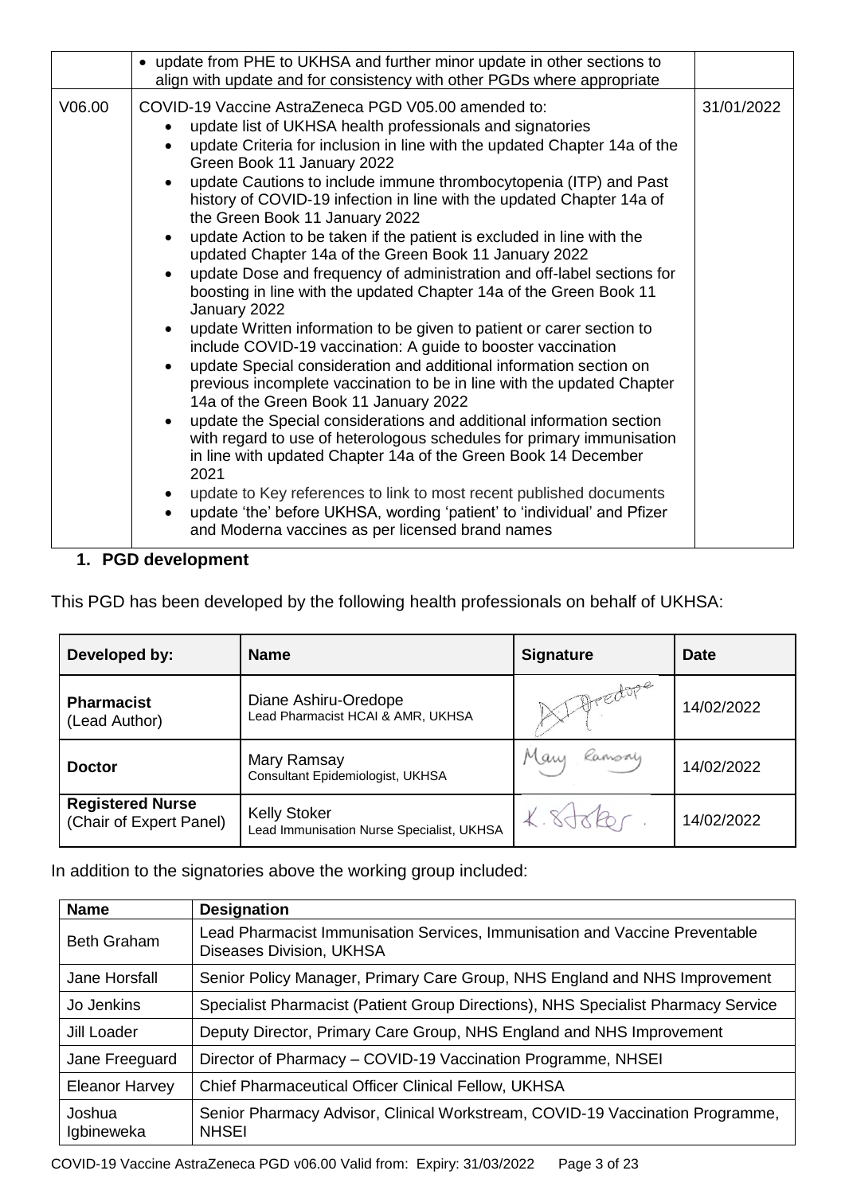|  | • update from PHE to UKHSA and further minor update in other sections to align with update and for consistency with other PGDs where appropriate |  |
|---|---|---|
| V06.00 | COVID-19 Vaccine AstraZeneca PGD V05.00 amended to:<br>• update list of UKHSA health professionals and signatories<br>• update Criteria for inclusion in line with the updated Chapter 14a of the Green Book 11 January 2022<br>• update Cautions to include immune thrombocytopenia (ITP) and Past history of COVID-19 infection in line with the updated Chapter 14a of the Green Book 11 January 2022<br>• update Action to be taken if the patient is excluded in line with the updated Chapter 14a of the Green Book 11 January 2022<br>• update Dose and frequency of administration and off-label sections for boosting in line with the updated Chapter 14a of the Green Book 11 January 2022<br>• update Written information to be given to patient or carer section to include COVID-19 vaccination: A guide to booster vaccination<br>• update Special consideration and additional information section on previous incomplete vaccination to be in line with the updated Chapter 14a of the Green Book 11 January 2022<br>• update the Special considerations and additional information section with regard to use of heterologous schedules for primary immunisation in line with updated Chapter 14a of the Green Book 14 December 2021<br>• update to Key references to link to most recent published documents<br>• update 'the' before UKHSA, wording 'patient' to 'individual' and Pfizer and Moderna vaccines as per licensed brand names | 31/01/2022 |

## 1. PGD development

This PGD has been developed by the following health professionals on behalf of UKHSA:

| Developed by: | Name | Signature | Date |
|---|---|---|---|
| **Pharmacist** (Lead Author) | Diane Ashiru-Oredope<br>Lead Pharmacist HCAI & AMR, UKHSA | D Oredope | 14/02/2022 |
| **Doctor** | Mary Ramsay<br>Consultant Epidemiologist, UKHSA | Mary Ramsay | 14/02/2022 |
| **Registered Nurse** (Chair of Expert Panel) | Kelly Stoker<br>Lead Immunisation Nurse Specialist, UKHSA | K. Stoker. | 14/02/2022 |

In addition to the signatories above the working group included:

| Name | Designation |
|---|---|
| Beth Graham | Lead Pharmacist Immunisation Services, Immunisation and Vaccine Preventable Diseases Division, UKHSA |
| Jane Horsfall | Senior Policy Manager, Primary Care Group, NHS England and NHS Improvement |
| Jo Jenkins | Specialist Pharmacist (Patient Group Directions), NHS Specialist Pharmacy Service |
| Jill Loader | Deputy Director, Primary Care Group, NHS England and NHS Improvement |
| Jane Freeguard | Director of Pharmacy – COVID-19 Vaccination Programme, NHSEI |
| Eleanor Harvey | Chief Pharmaceutical Officer Clinical Fellow, UKHSA |
| Joshua Igbineweka | Senior Pharmacy Advisor, Clinical Workstream, COVID-19 Vaccination Programme, NHSEI |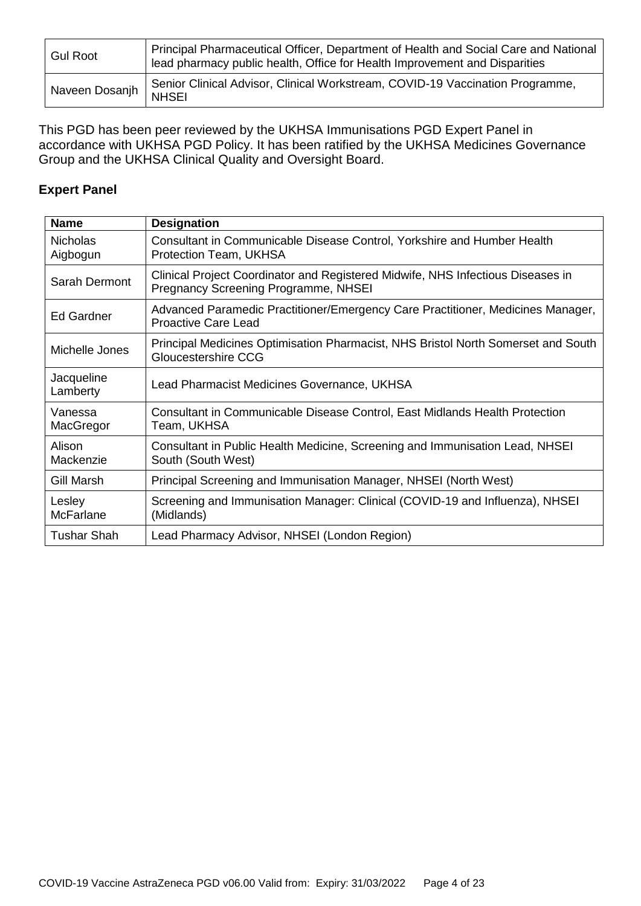| | |
|---|---|
| Gul Root | Principal Pharmaceutical Officer, Department of Health and Social Care and National lead pharmacy public health, Office for Health Improvement and Disparities |
| Naveen Dosanjh | Senior Clinical Advisor, Clinical Workstream, COVID-19 Vaccination Programme, NHSEI |

This PGD has been peer reviewed by the UKHSA Immunisations PGD Expert Panel in accordance with UKHSA PGD Policy. It has been ratified by the UKHSA Medicines Governance Group and the UKHSA Clinical Quality and Oversight Board.

**Expert Panel**

| Name | Designation |
|---|---|
| Nicholas Aigbogun | Consultant in Communicable Disease Control, Yorkshire and Humber Health Protection Team, UKHSA |
| Sarah Dermont | Clinical Project Coordinator and Registered Midwife, NHS Infectious Diseases in Pregnancy Screening Programme, NHSEI |
| Ed Gardner | Advanced Paramedic Practitioner/Emergency Care Practitioner, Medicines Manager, Proactive Care Lead |
| Michelle Jones | Principal Medicines Optimisation Pharmacist, NHS Bristol North Somerset and South Gloucestershire CCG |
| Jacqueline Lamberty | Lead Pharmacist Medicines Governance, UKHSA |
| Vanessa MacGregor | Consultant in Communicable Disease Control, East Midlands Health Protection Team, UKHSA |
| Alison Mackenzie | Consultant in Public Health Medicine, Screening and Immunisation Lead, NHSEI South (South West) |
| Gill Marsh | Principal Screening and Immunisation Manager, NHSEI (North West) |
| Lesley McFarlane | Screening and Immunisation Manager: Clinical (COVID-19 and Influenza), NHSEI (Midlands) |
| Tushar Shah | Lead Pharmacy Advisor, NHSEI (London Region) |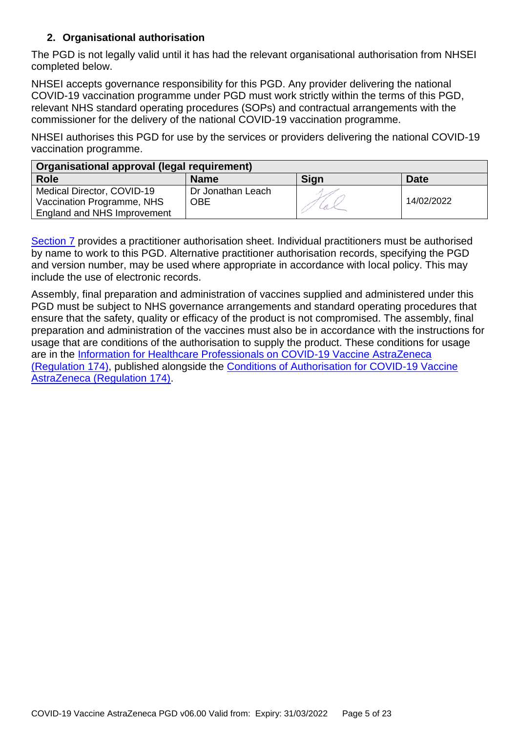## 2. Organisational authorisation

The PGD is not legally valid until it has had the relevant organisational authorisation from NHSEI completed below.

NHSEI accepts governance responsibility for this PGD. Any provider delivering the national COVID-19 vaccination programme under PGD must work strictly within the terms of this PGD, relevant NHS standard operating procedures (SOPs) and contractual arrangements with the commissioner for the delivery of the national COVID-19 vaccination programme.

NHSEI authorises this PGD for use by the services or providers delivering the national COVID-19 vaccination programme.

| Organisational approval (legal requirement) | | | |
|---|---|---|---|
| **Role** | **Name** | **Sign** | **Date** |
| Medical Director, COVID-19 Vaccination Programme, NHS England and NHS Improvement | Dr Jonathan Leach OBE | | 14/02/2022 |

Section 7 provides a practitioner authorisation sheet. Individual practitioners must be authorised by name to work to this PGD. Alternative practitioner authorisation records, specifying the PGD and version number, may be used where appropriate in accordance with local policy. This may include the use of electronic records.

Assembly, final preparation and administration of vaccines supplied and administered under this PGD must be subject to NHS governance arrangements and standard operating procedures that ensure that the safety, quality or efficacy of the product is not compromised. The assembly, final preparation and administration of the vaccines must also be in accordance with the instructions for usage that are conditions of the authorisation to supply the product. These conditions for usage are in the Information for Healthcare Professionals on COVID-19 Vaccine AstraZeneca (Regulation 174), published alongside the Conditions of Authorisation for COVID-19 Vaccine AstraZeneca (Regulation 174).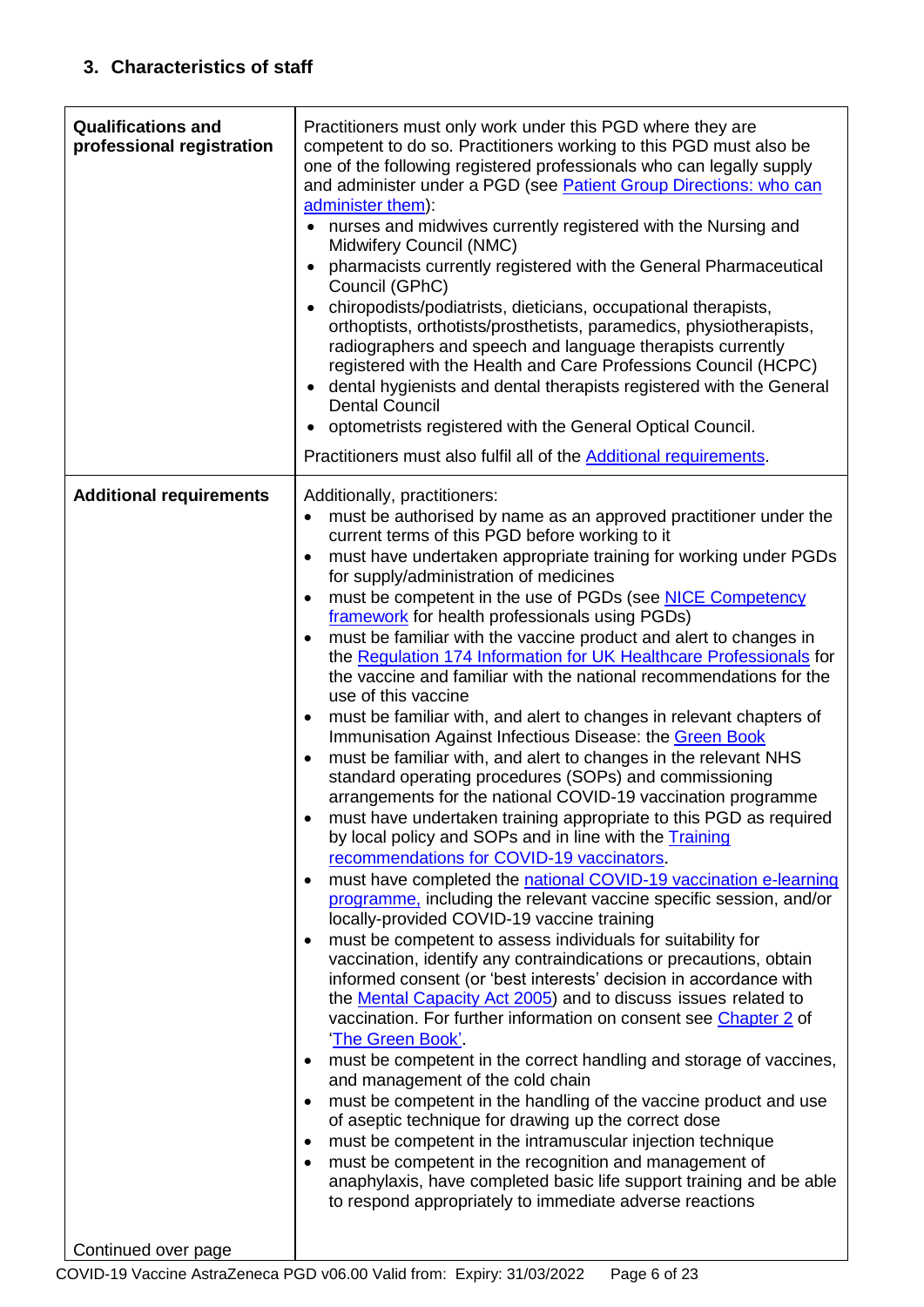## 3. Characteristics of staff

| | |
|---|---|
| **Qualifications and professional registration** | Practitioners must only work under this PGD where they are competent to do so. Practitioners working to this PGD must also be one of the following registered professionals who can legally supply and administer under a PGD (see Patient Group Directions: who can administer them):<br>• nurses and midwives currently registered with the Nursing and Midwifery Council (NMC)<br>• pharmacists currently registered with the General Pharmaceutical Council (GPhC)<br>• chiropodists/podiatrists, dieticians, occupational therapists, orthoptists, orthotists/prosthetists, paramedics, physiotherapists, radiographers and speech and language therapists currently registered with the Health and Care Professions Council (HCPC)<br>• dental hygienists and dental therapists registered with the General Dental Council<br>• optometrists registered with the General Optical Council.<br><br>Practitioners must also fulfil all of the Additional requirements. |
| **Additional requirements**<br><br>Continued over page | Additionally, practitioners:<br>• must be authorised by name as an approved practitioner under the current terms of this PGD before working to it<br>• must have undertaken appropriate training for working under PGDs for supply/administration of medicines<br>• must be competent in the use of PGDs (see NICE Competency framework for health professionals using PGDs)<br>• must be familiar with the vaccine product and alert to changes in the Regulation 174 Information for UK Healthcare Professionals for the vaccine and familiar with the national recommendations for the use of this vaccine<br>• must be familiar with, and alert to changes in relevant chapters of Immunisation Against Infectious Disease: the Green Book<br>• must be familiar with, and alert to changes in the relevant NHS standard operating procedures (SOPs) and commissioning arrangements for the national COVID-19 vaccination programme<br>• must have undertaken training appropriate to this PGD as required by local policy and SOPs and in line with the Training recommendations for COVID-19 vaccinators.<br>• must have completed the national COVID-19 vaccination e-learning programme, including the relevant vaccine specific session, and/or locally-provided COVID-19 vaccine training<br>• must be competent to assess individuals for suitability for vaccination, identify any contraindications or precautions, obtain informed consent (or 'best interests' decision in accordance with the Mental Capacity Act 2005) and to discuss issues related to vaccination. For further information on consent see Chapter 2 of 'The Green Book'.<br>• must be competent in the correct handling and storage of vaccines, and management of the cold chain<br>• must be competent in the handling of the vaccine product and use of aseptic technique for drawing up the correct dose<br>• must be competent in the intramuscular injection technique<br>• must be competent in the recognition and management of anaphylaxis, have completed basic life support training and be able to respond appropriately to immediate adverse reactions |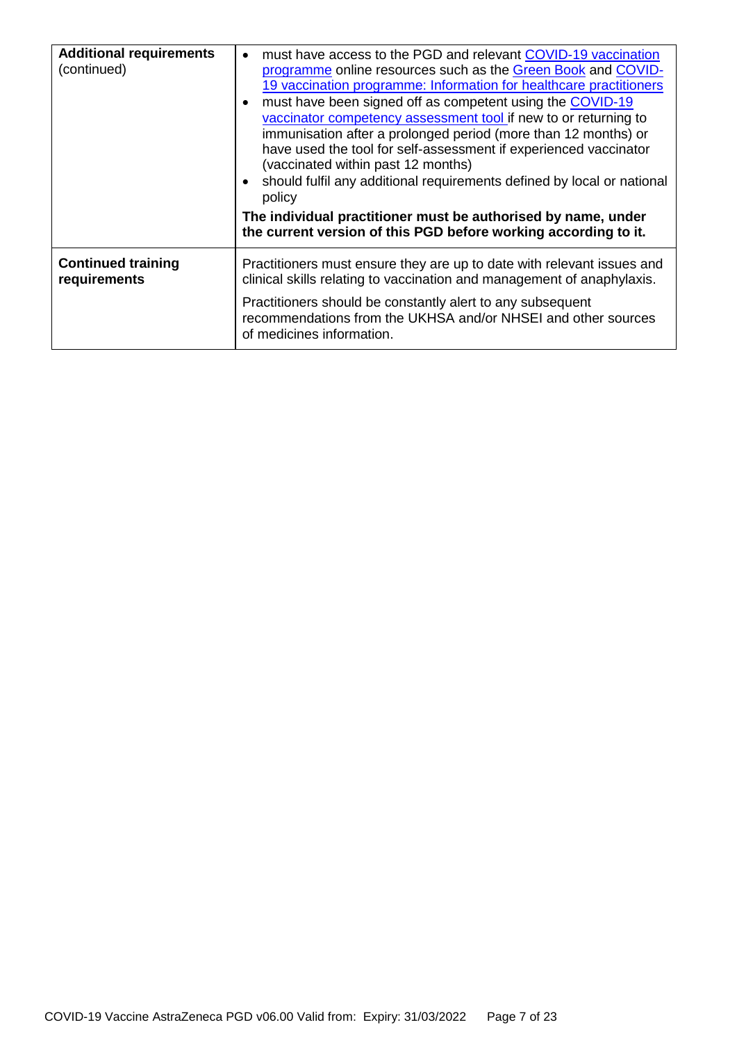| | |
|---|---|
| **Additional requirements** (continued) | • must have access to the PGD and relevant COVID-19 vaccination programme online resources such as the Green Book and COVID-19 vaccination programme: Information for healthcare practitioners<br>• must have been signed off as competent using the COVID-19 vaccinator competency assessment tool if new to or returning to immunisation after a prolonged period (more than 12 months) or have used the tool for self-assessment if experienced vaccinator (vaccinated within past 12 months)<br>• should fulfil any additional requirements defined by local or national policy<br>**The individual practitioner must be authorised by name, under the current version of this PGD before working according to it.** |
| **Continued training requirements** | Practitioners must ensure they are up to date with relevant issues and clinical skills relating to vaccination and management of anaphylaxis.<br>Practitioners should be constantly alert to any subsequent recommendations from the UKHSA and/or NHSEI and other sources of medicines information. |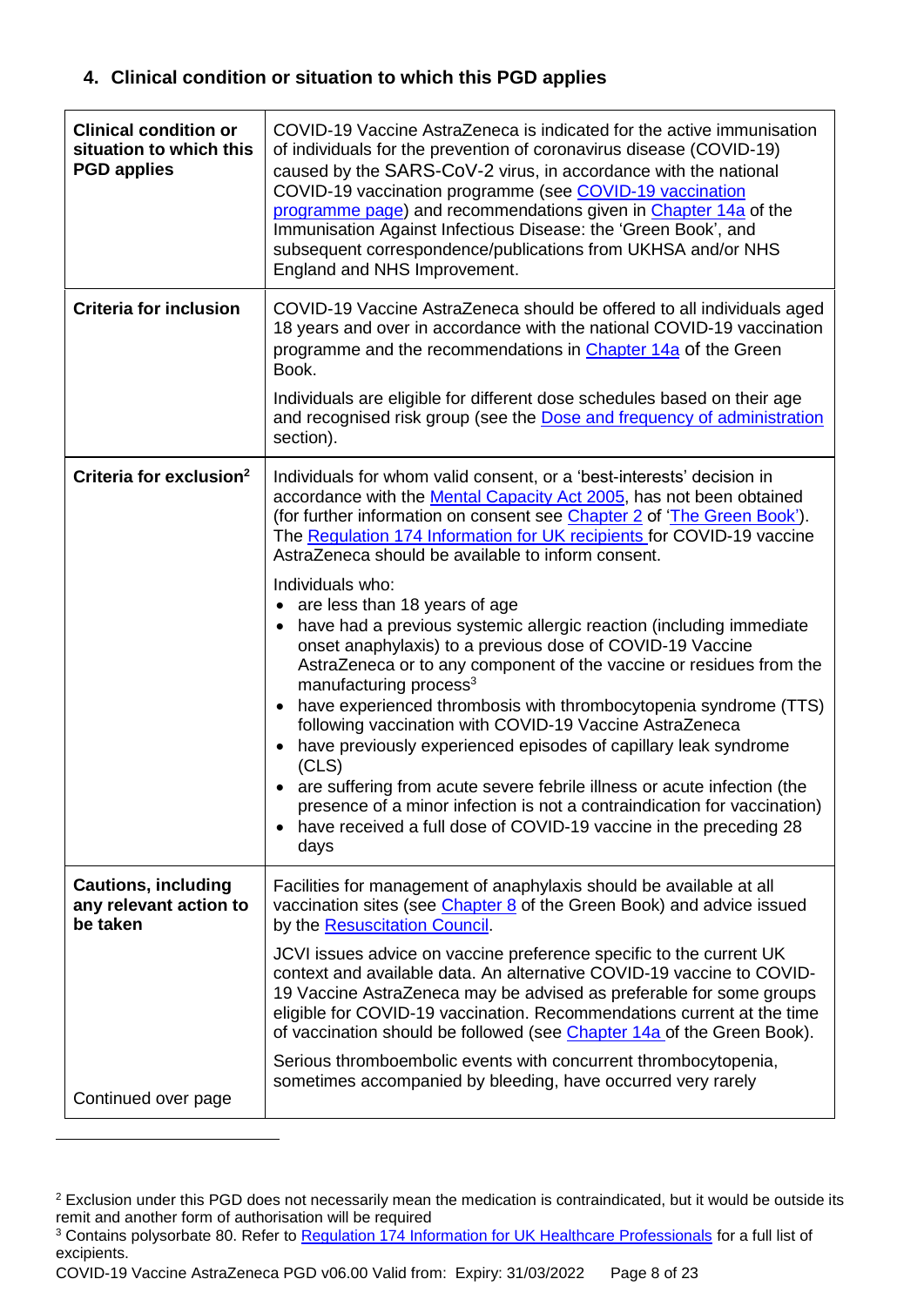## 4. Clinical condition or situation to which this PGD applies

| | |
|---|---|
| **Clinical condition or situation to which this PGD applies** | COVID-19 Vaccine AstraZeneca is indicated for the active immunisation of individuals for the prevention of coronavirus disease (COVID-19) caused by the SARS-CoV-2 virus, in accordance with the national COVID-19 vaccination programme (see [COVID-19 vaccination programme page]) and recommendations given in [Chapter 14a] of the Immunisation Against Infectious Disease: the 'Green Book', and subsequent correspondence/publications from UKHSA and/or NHS England and NHS Improvement. |
| **Criteria for inclusion** | COVID-19 Vaccine AstraZeneca should be offered to all individuals aged 18 years and over in accordance with the national COVID-19 vaccination programme and the recommendations in [Chapter 14a] of the Green Book.<br><br>Individuals are eligible for different dose schedules based on their age and recognised risk group (see the [Dose and frequency of administration] section). |
| **Criteria for exclusion**[2] | Individuals for whom valid consent, or a 'best-interests' decision in accordance with the [Mental Capacity Act 2005], has not been obtained (for further information on consent see [Chapter 2] of ['The Green Book']). The [Regulation 174 Information for UK recipients] for COVID-19 vaccine AstraZeneca should be available to inform consent.<br><br>Individuals who:<br>• are less than 18 years of age<br>• have had a previous systemic allergic reaction (including immediate onset anaphylaxis) to a previous dose of COVID-19 Vaccine AstraZeneca or to any component of the vaccine or residues from the manufacturing process[3]<br>• have experienced thrombosis with thrombocytopenia syndrome (TTS) following vaccination with COVID-19 Vaccine AstraZeneca<br>• have previously experienced episodes of capillary leak syndrome (CLS)<br>• are suffering from acute severe febrile illness or acute infection (the presence of a minor infection is not a contraindication for vaccination)<br>• have received a full dose of COVID-19 vaccine in the preceding 28 days |
| **Cautions, including any relevant action to be taken**<br><br>Continued over page | Facilities for management of anaphylaxis should be available at all vaccination sites (see [Chapter 8] of the Green Book) and advice issued by the [Resuscitation Council].<br><br>JCVI issues advice on vaccine preference specific to the current UK context and available data. An alternative COVID-19 vaccine to COVID-19 Vaccine AstraZeneca may be advised as preferable for some groups eligible for COVID-19 vaccination. Recommendations current at the time of vaccination should be followed (see [Chapter 14a] of the Green Book).<br><br>Serious thromboembolic events with concurrent thrombocytopenia, sometimes accompanied by bleeding, have occurred very rarely |

[2] Exclusion under this PGD does not necessarily mean the medication is contraindicated, but it would be outside its remit and another form of authorisation will be required

[3] Contains polysorbate 80. Refer to [Regulation 174 Information for UK Healthcare Professionals] for a full list of excipients.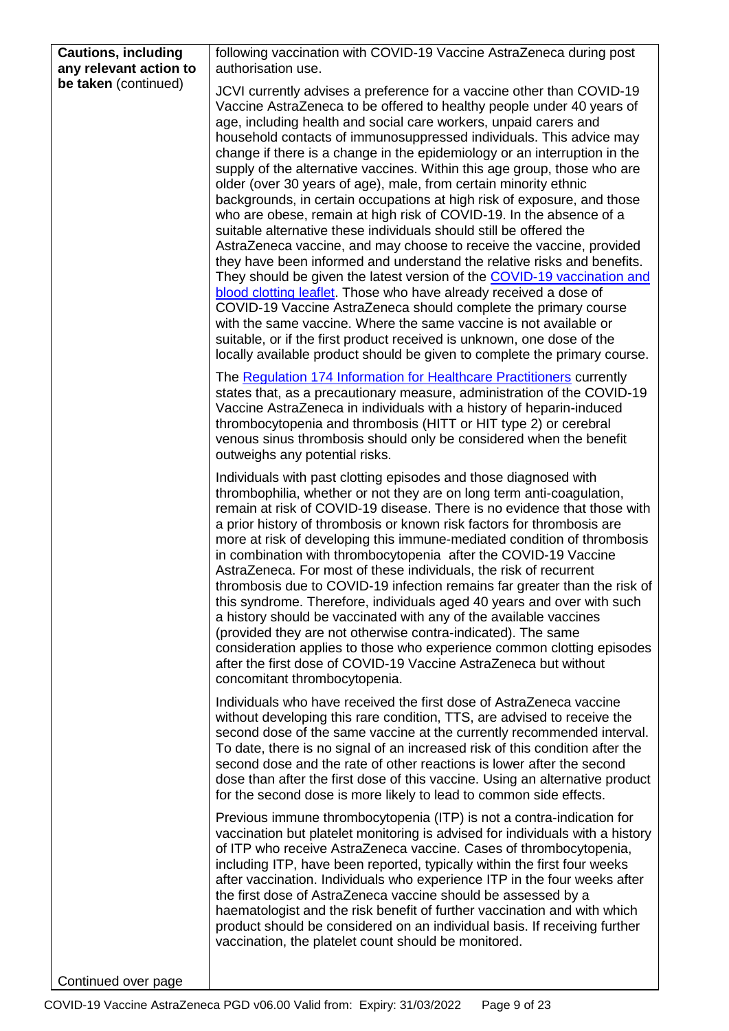| | |
|---|---|
| **Cautions, including any relevant action to be taken** (continued) | following vaccination with COVID-19 Vaccine AstraZeneca during post authorisation use.<br><br>JCVI currently advises a preference for a vaccine other than COVID-19 Vaccine AstraZeneca to be offered to healthy people under 40 years of age, including health and social care workers, unpaid carers and household contacts of immunosuppressed individuals. This advice may change if there is a change in the epidemiology or an interruption in the supply of the alternative vaccines. Within this age group, those who are older (over 30 years of age), male, from certain minority ethnic backgrounds, in certain occupations at high risk of exposure, and those who are obese, remain at high risk of COVID-19. In the absence of a suitable alternative these individuals should still be offered the AstraZeneca vaccine, and may choose to receive the vaccine, provided they have been informed and understand the relative risks and benefits. They should be given the latest version of the COVID-19 vaccination and blood clotting leaflet. Those who have already received a dose of COVID-19 Vaccine AstraZeneca should complete the primary course with the same vaccine. Where the same vaccine is not available or suitable, or if the first product received is unknown, one dose of the locally available product should be given to complete the primary course.<br><br>The Regulation 174 Information for Healthcare Practitioners currently states that, as a precautionary measure, administration of the COVID-19 Vaccine AstraZeneca in individuals with a history of heparin-induced thrombocytopenia and thrombosis (HITT or HIT type 2) or cerebral venous sinus thrombosis should only be considered when the benefit outweighs any potential risks.<br><br>Individuals with past clotting episodes and those diagnosed with thrombophilia, whether or not they are on long term anti-coagulation, remain at risk of COVID-19 disease. There is no evidence that those with a prior history of thrombosis or known risk factors for thrombosis are more at risk of developing this immune-mediated condition of thrombosis in combination with thrombocytopenia after the COVID-19 Vaccine AstraZeneca. For most of these individuals, the risk of recurrent thrombosis due to COVID-19 infection remains far greater than the risk of this syndrome. Therefore, individuals aged 40 years and over with such a history should be vaccinated with any of the available vaccines (provided they are not otherwise contra-indicated). The same consideration applies to those who experience common clotting episodes after the first dose of COVID-19 Vaccine AstraZeneca but without concomitant thrombocytopenia.<br><br>Individuals who have received the first dose of AstraZeneca vaccine without developing this rare condition, TTS, are advised to receive the second dose of the same vaccine at the currently recommended interval. To date, there is no signal of an increased risk of this condition after the second dose and the rate of other reactions is lower after the second dose than after the first dose of this vaccine. Using an alternative product for the second dose is more likely to lead to common side effects.<br><br>Previous immune thrombocytopenia (ITP) is not a contra-indication for vaccination but platelet monitoring is advised for individuals with a history of ITP who receive AstraZeneca vaccine. Cases of thrombocytopenia, including ITP, have been reported, typically within the first four weeks after vaccination. Individuals who experience ITP in the four weeks after the first dose of AstraZeneca vaccine should be assessed by a haematologist and the risk benefit of further vaccination and with which product should be considered on an individual basis. If receiving further vaccination, the platelet count should be monitored. |
| Continued over page | |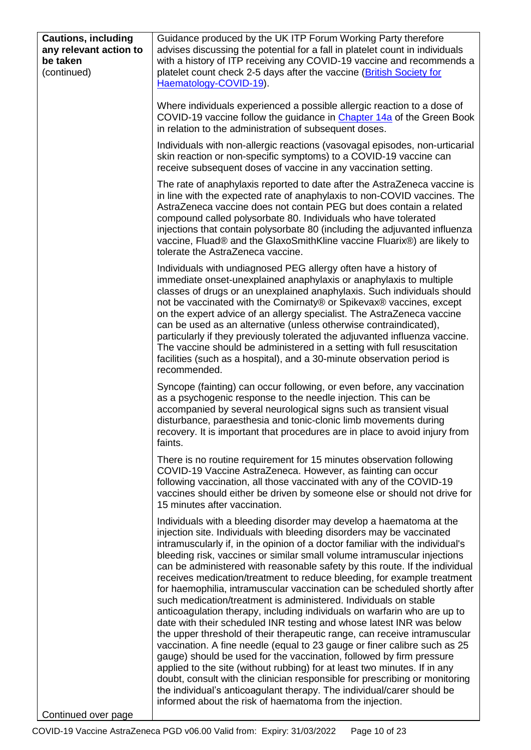| **Cautions, including any relevant action to be taken** (continued) | Guidance produced by the UK ITP Forum Working Party therefore advises discussing the potential for a fall in platelet count in individuals with a history of ITP receiving any COVID-19 vaccine and recommends a platelet count check 2-5 days after the vaccine ([British Society for Haematology-COVID-19](#)).<br><br>Where individuals experienced a possible allergic reaction to a dose of COVID-19 vaccine follow the guidance in [Chapter 14a](#) of the Green Book in relation to the administration of subsequent doses.<br><br>Individuals with non-allergic reactions (vasovagal episodes, non-urticarial skin reaction or non-specific symptoms) to a COVID-19 vaccine can receive subsequent doses of vaccine in any vaccination setting.<br><br>The rate of anaphylaxis reported to date after the AstraZeneca vaccine is in line with the expected rate of anaphylaxis to non-COVID vaccines. The AstraZeneca vaccine does not contain PEG but does contain a related compound called polysorbate 80. Individuals who have tolerated injections that contain polysorbate 80 (including the adjuvanted influenza vaccine, Fluad® and the GlaxoSmithKline vaccine Fluarix®) are likely to tolerate the AstraZeneca vaccine.<br><br>Individuals with undiagnosed PEG allergy often have a history of immediate onset-unexplained anaphylaxis or anaphylaxis to multiple classes of drugs or an unexplained anaphylaxis. Such individuals should not be vaccinated with the Comirnaty® or Spikevax® vaccines, except on the expert advice of an allergy specialist. The AstraZeneca vaccine can be used as an alternative (unless otherwise contraindicated), particularly if they previously tolerated the adjuvanted influenza vaccine. The vaccine should be administered in a setting with full resuscitation facilities (such as a hospital), and a 30-minute observation period is recommended.<br><br>Syncope (fainting) can occur following, or even before, any vaccination as a psychogenic response to the needle injection. This can be accompanied by several neurological signs such as transient visual disturbance, paraesthesia and tonic-clonic limb movements during recovery. It is important that procedures are in place to avoid injury from faints.<br><br>There is no routine requirement for 15 minutes observation following COVID-19 Vaccine AstraZeneca. However, as fainting can occur following vaccination, all those vaccinated with any of the COVID-19 vaccines should either be driven by someone else or should not drive for 15 minutes after vaccination.<br><br>Individuals with a bleeding disorder may develop a haematoma at the injection site. Individuals with bleeding disorders may be vaccinated intramuscularly if, in the opinion of a doctor familiar with the individual's bleeding risk, vaccines or similar small volume intramuscular injections can be administered with reasonable safety by this route. If the individual receives medication/treatment to reduce bleeding, for example treatment for haemophilia, intramuscular vaccination can be scheduled shortly after such medication/treatment is administered. Individuals on stable anticoagulation therapy, including individuals on warfarin who are up to date with their scheduled INR testing and whose latest INR was below the upper threshold of their therapeutic range, can receive intramuscular vaccination. A fine needle (equal to 23 gauge or finer calibre such as 25 gauge) should be used for the vaccination, followed by firm pressure applied to the site (without rubbing) for at least two minutes. If in any doubt, consult with the clinician responsible for prescribing or monitoring the individual's anticoagulant therapy. The individual/carer should be informed about the risk of haematoma from the injection. |
|---|---|

Continued over page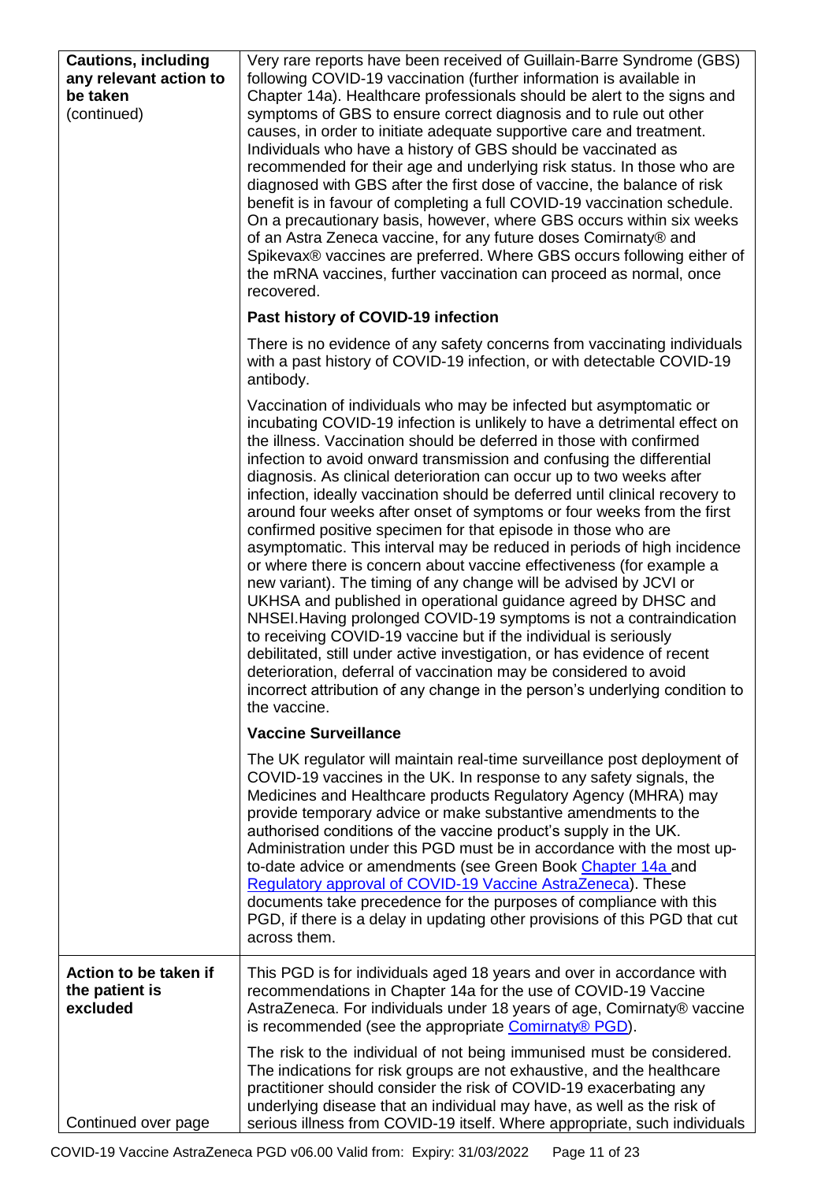| | |
|---|---|
| **Cautions, including any relevant action to be taken** (continued) | Very rare reports have been received of Guillain-Barre Syndrome (GBS) following COVID-19 vaccination (further information is available in Chapter 14a). Healthcare professionals should be alert to the signs and symptoms of GBS to ensure correct diagnosis and to rule out other causes, in order to initiate adequate supportive care and treatment. Individuals who have a history of GBS should be vaccinated as recommended for their age and underlying risk status. In those who are diagnosed with GBS after the first dose of vaccine, the balance of risk benefit is in favour of completing a full COVID-19 vaccination schedule. On a precautionary basis, however, where GBS occurs within six weeks of an Astra Zeneca vaccine, for any future doses Comirnaty® and Spikevax® vaccines are preferred. Where GBS occurs following either of the mRNA vaccines, further vaccination can proceed as normal, once recovered.<br><br>**Past history of COVID-19 infection**<br><br>There is no evidence of any safety concerns from vaccinating individuals with a past history of COVID-19 infection, or with detectable COVID-19 antibody.<br><br>Vaccination of individuals who may be infected but asymptomatic or incubating COVID-19 infection is unlikely to have a detrimental effect on the illness. Vaccination should be deferred in those with confirmed infection to avoid onward transmission and confusing the differential diagnosis. As clinical deterioration can occur up to two weeks after infection, ideally vaccination should be deferred until clinical recovery to around four weeks after onset of symptoms or four weeks from the first confirmed positive specimen for that episode in those who are asymptomatic. This interval may be reduced in periods of high incidence or where there is concern about vaccine effectiveness (for example a new variant). The timing of any change will be advised by JCVI or UKHSA and published in operational guidance agreed by DHSC and NHSEI.Having prolonged COVID-19 symptoms is not a contraindication to receiving COVID-19 vaccine but if the individual is seriously debilitated, still under active investigation, or has evidence of recent deterioration, deferral of vaccination may be considered to avoid incorrect attribution of any change in the person's underlying condition to the vaccine.<br><br>**Vaccine Surveillance**<br><br>The UK regulator will maintain real-time surveillance post deployment of COVID-19 vaccines in the UK. In response to any safety signals, the Medicines and Healthcare products Regulatory Agency (MHRA) may provide temporary advice or make substantive amendments to the authorised conditions of the vaccine product's supply in the UK. Administration under this PGD must be in accordance with the most up-to-date advice or amendments (see Green Book Chapter 14a and Regulatory approval of COVID-19 Vaccine AstraZeneca). These documents take precedence for the purposes of compliance with this PGD, if there is a delay in updating other provisions of this PGD that cut across them. |
| **Action to be taken if the patient is excluded**<br><br>Continued over page | This PGD is for individuals aged 18 years and over in accordance with recommendations in Chapter 14a for the use of COVID-19 Vaccine AstraZeneca. For individuals under 18 years of age, Comirnaty® vaccine is recommended (see the appropriate Comirnaty® PGD).<br><br>The risk to the individual of not being immunised must be considered. The indications for risk groups are not exhaustive, and the healthcare practitioner should consider the risk of COVID-19 exacerbating any underlying disease that an individual may have, as well as the risk of serious illness from COVID-19 itself. Where appropriate, such individuals |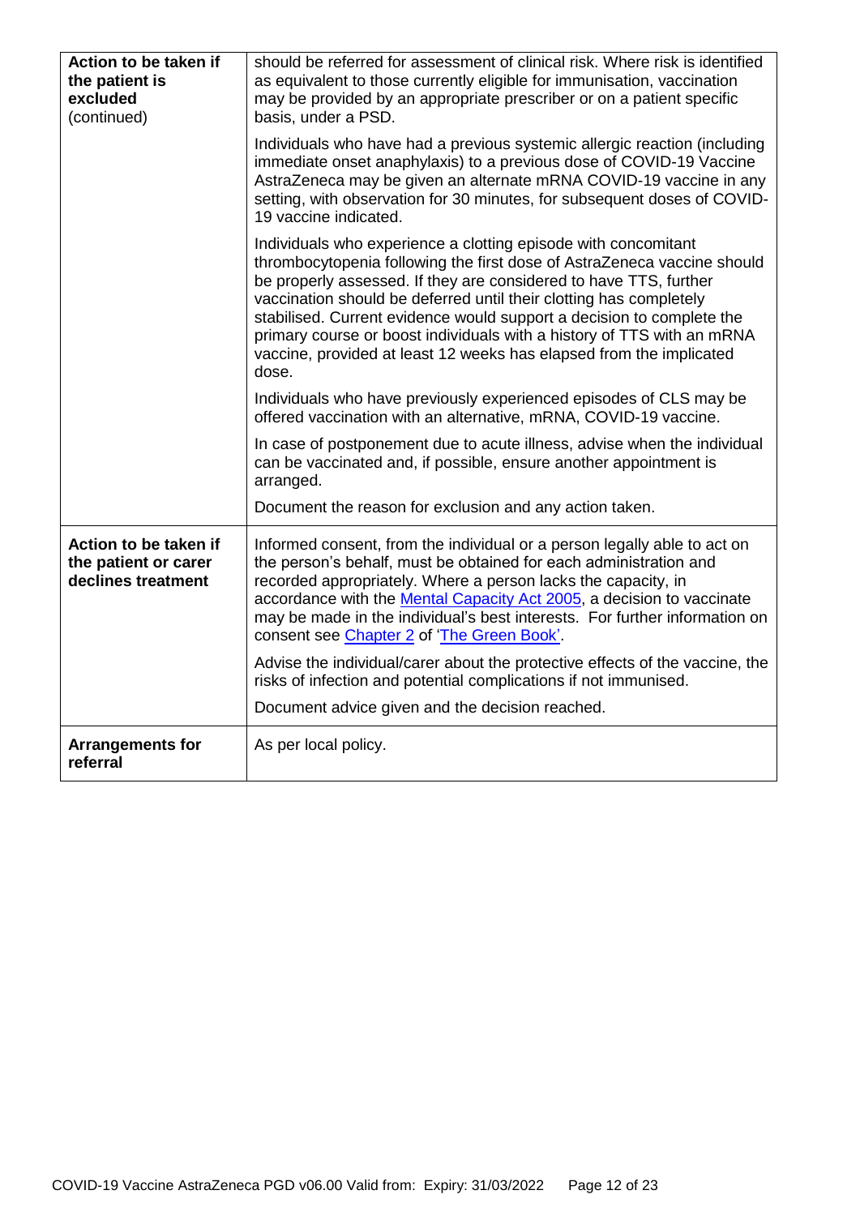| | |
|---|---|
| **Action to be taken if the patient is excluded** (continued) | should be referred for assessment of clinical risk. Where risk is identified as equivalent to those currently eligible for immunisation, vaccination may be provided by an appropriate prescriber or on a patient specific basis, under a PSD.<br><br>Individuals who have had a previous systemic allergic reaction (including immediate onset anaphylaxis) to a previous dose of COVID-19 Vaccine AstraZeneca may be given an alternate mRNA COVID-19 vaccine in any setting, with observation for 30 minutes, for subsequent doses of COVID-19 vaccine indicated.<br><br>Individuals who experience a clotting episode with concomitant thrombocytopenia following the first dose of AstraZeneca vaccine should be properly assessed. If they are considered to have TTS, further vaccination should be deferred until their clotting has completely stabilised. Current evidence would support a decision to complete the primary course or boost individuals with a history of TTS with an mRNA vaccine, provided at least 12 weeks has elapsed from the implicated dose.<br><br>Individuals who have previously experienced episodes of CLS may be offered vaccination with an alternative, mRNA, COVID-19 vaccine.<br><br>In case of postponement due to acute illness, advise when the individual can be vaccinated and, if possible, ensure another appointment is arranged.<br><br>Document the reason for exclusion and any action taken. |
| **Action to be taken if the patient or carer declines treatment** | Informed consent, from the individual or a person legally able to act on the person's behalf, must be obtained for each administration and recorded appropriately. Where a person lacks the capacity, in accordance with the Mental Capacity Act 2005, a decision to vaccinate may be made in the individual's best interests. For further information on consent see Chapter 2 of 'The Green Book'.<br><br>Advise the individual/carer about the protective effects of the vaccine, the risks of infection and potential complications if not immunised.<br><br>Document advice given and the decision reached. |
| **Arrangements for referral** | As per local policy. |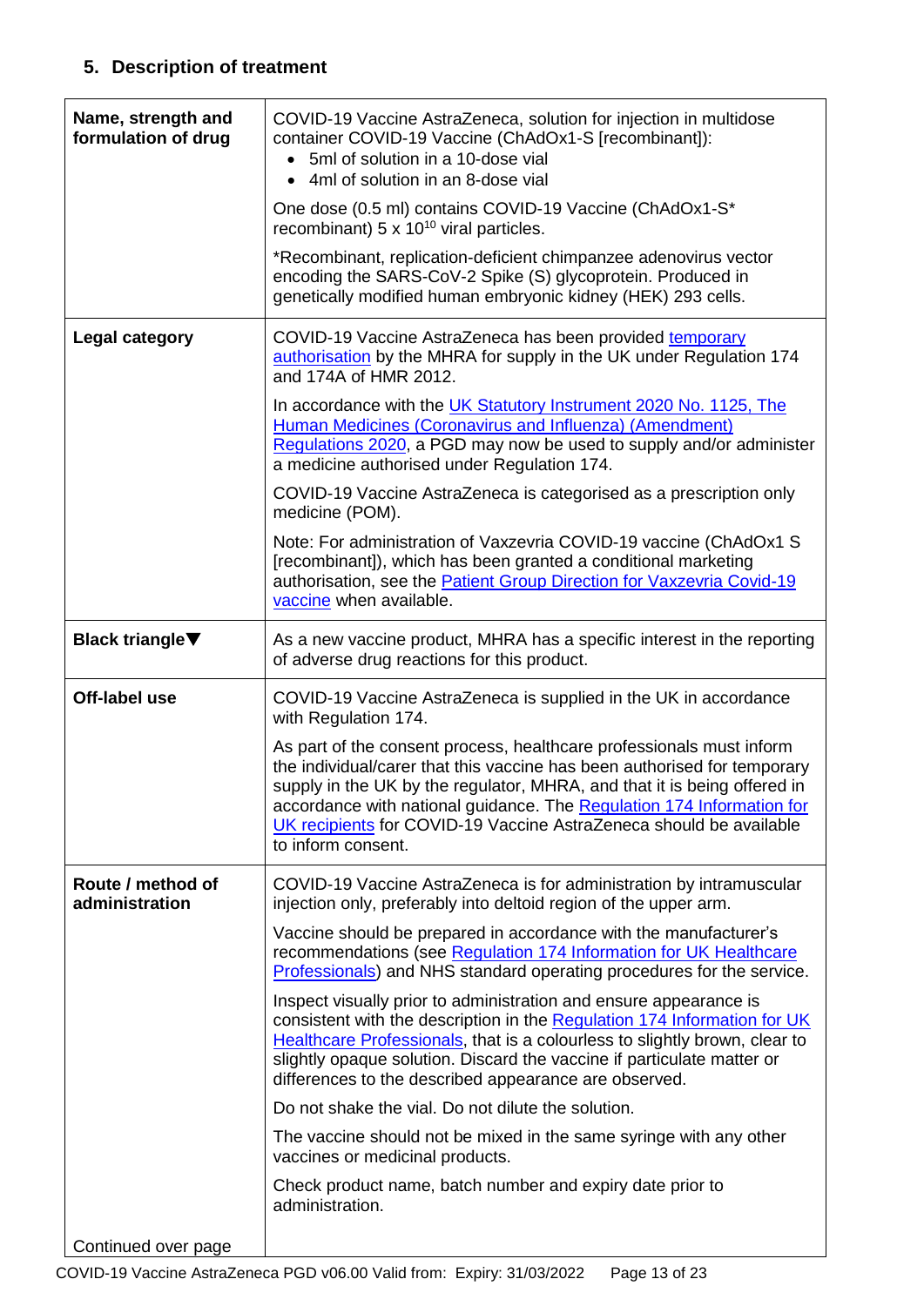## 5. Description of treatment

| | |
|---|---|
| **Name, strength and formulation of drug** | COVID-19 Vaccine AstraZeneca, solution for injection in multidose container COVID-19 Vaccine (ChAdOx1-S [recombinant]):<br>• 5ml of solution in a 10-dose vial<br>• 4ml of solution in an 8-dose vial<br><br>One dose (0.5 ml) contains COVID-19 Vaccine (ChAdOx1-S* recombinant) $5 \times 10^{10}$ viral particles.<br><br>*Recombinant, replication-deficient chimpanzee adenovirus vector encoding the SARS-CoV-2 Spike (S) glycoprotein. Produced in genetically modified human embryonic kidney (HEK) 293 cells. |
| **Legal category** | COVID-19 Vaccine AstraZeneca has been provided temporary authorisation by the MHRA for supply in the UK under Regulation 174 and 174A of HMR 2012.<br><br>In accordance with the UK Statutory Instrument 2020 No. 1125, The Human Medicines (Coronavirus and Influenza) (Amendment) Regulations 2020, a PGD may now be used to supply and/or administer a medicine authorised under Regulation 174.<br><br>COVID-19 Vaccine AstraZeneca is categorised as a prescription only medicine (POM).<br><br>Note: For administration of Vaxzevria COVID-19 vaccine (ChAdOx1 S [recombinant]), which has been granted a conditional marketing authorisation, see the Patient Group Direction for Vaxzevria Covid-19 vaccine when available. |
| **Black triangle▼** | As a new vaccine product, MHRA has a specific interest in the reporting of adverse drug reactions for this product. |
| **Off-label use** | COVID-19 Vaccine AstraZeneca is supplied in the UK in accordance with Regulation 174.<br><br>As part of the consent process, healthcare professionals must inform the individual/carer that this vaccine has been authorised for temporary supply in the UK by the regulator, MHRA, and that it is being offered in accordance with national guidance. The Regulation 174 Information for UK recipients for COVID-19 Vaccine AstraZeneca should be available to inform consent. |
| **Route / method of administration**<br><br>Continued over page | COVID-19 Vaccine AstraZeneca is for administration by intramuscular injection only, preferably into deltoid region of the upper arm.<br><br>Vaccine should be prepared in accordance with the manufacturer's recommendations (see Regulation 174 Information for UK Healthcare Professionals) and NHS standard operating procedures for the service.<br><br>Inspect visually prior to administration and ensure appearance is consistent with the description in the Regulation 174 Information for UK Healthcare Professionals, that is a colourless to slightly brown, clear to slightly opaque solution. Discard the vaccine if particulate matter or differences to the described appearance are observed.<br><br>Do not shake the vial. Do not dilute the solution.<br><br>The vaccine should not be mixed in the same syringe with any other vaccines or medicinal products.<br><br>Check product name, batch number and expiry date prior to administration. |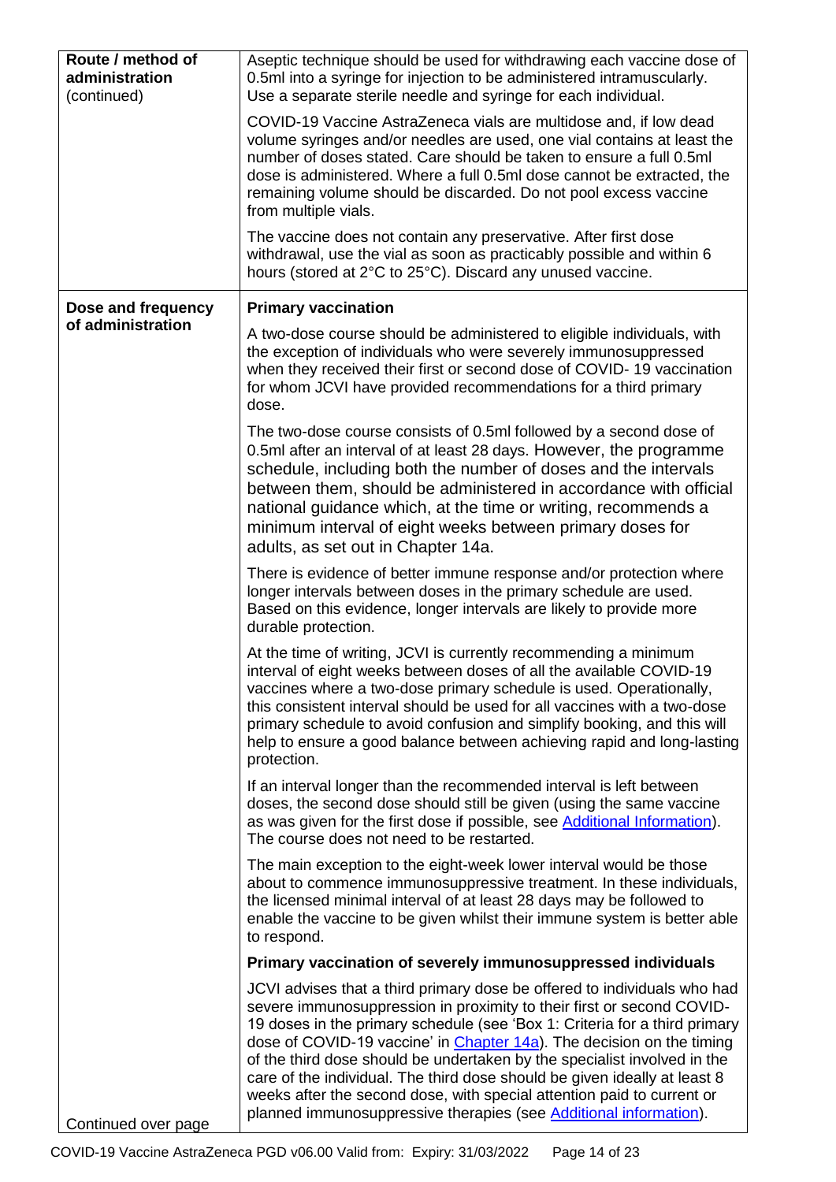| | |
|---|---|
| **Route / method of administration** (continued) | Aseptic technique should be used for withdrawing each vaccine dose of 0.5ml into a syringe for injection to be administered intramuscularly. Use a separate sterile needle and syringe for each individual.<br><br>COVID-19 Vaccine AstraZeneca vials are multidose and, if low dead volume syringes and/or needles are used, one vial contains at least the number of doses stated. Care should be taken to ensure a full 0.5ml dose is administered. Where a full 0.5ml dose cannot be extracted, the remaining volume should be discarded. Do not pool excess vaccine from multiple vials.<br><br>The vaccine does not contain any preservative. After first dose withdrawal, use the vial as soon as practicably possible and within 6 hours (stored at 2°C to 25°C). Discard any unused vaccine. |
| **Dose and frequency of administration**<br><br>Continued over page | **Primary vaccination**<br><br>A two-dose course should be administered to eligible individuals, with the exception of individuals who were severely immunosuppressed when they received their first or second dose of COVID- 19 vaccination for whom JCVI have provided recommendations for a third primary dose.<br><br>The two-dose course consists of 0.5ml followed by a second dose of 0.5ml after an interval of at least 28 days. However, the programme schedule, including both the number of doses and the intervals between them, should be administered in accordance with official national guidance which, at the time or writing, recommends a minimum interval of eight weeks between primary doses for adults, as set out in Chapter 14a.<br><br>There is evidence of better immune response and/or protection where longer intervals between doses in the primary schedule are used. Based on this evidence, longer intervals are likely to provide more durable protection.<br><br>At the time of writing, JCVI is currently recommending a minimum interval of eight weeks between doses of all the available COVID-19 vaccines where a two-dose primary schedule is used. Operationally, this consistent interval should be used for all vaccines with a two-dose primary schedule to avoid confusion and simplify booking, and this will help to ensure a good balance between achieving rapid and long-lasting protection.<br><br>If an interval longer than the recommended interval is left between doses, the second dose should still be given (using the same vaccine as was given for the first dose if possible, see [Additional Information](#)). The course does not need to be restarted.<br><br>The main exception to the eight-week lower interval would be those about to commence immunosuppressive treatment. In these individuals, the licensed minimal interval of at least 28 days may be followed to enable the vaccine to be given whilst their immune system is better able to respond.<br><br>**Primary vaccination of severely immunosuppressed individuals**<br><br>JCVI advises that a third primary dose be offered to individuals who had severe immunosuppression in proximity to their first or second COVID-19 doses in the primary schedule (see 'Box 1: Criteria for a third primary dose of COVID-19 vaccine' in [Chapter 14a](#)). The decision on the timing of the third dose should be undertaken by the specialist involved in the care of the individual. The third dose should be given ideally at least 8 weeks after the second dose, with special attention paid to current or planned immunosuppressive therapies (see [Additional information](#)). |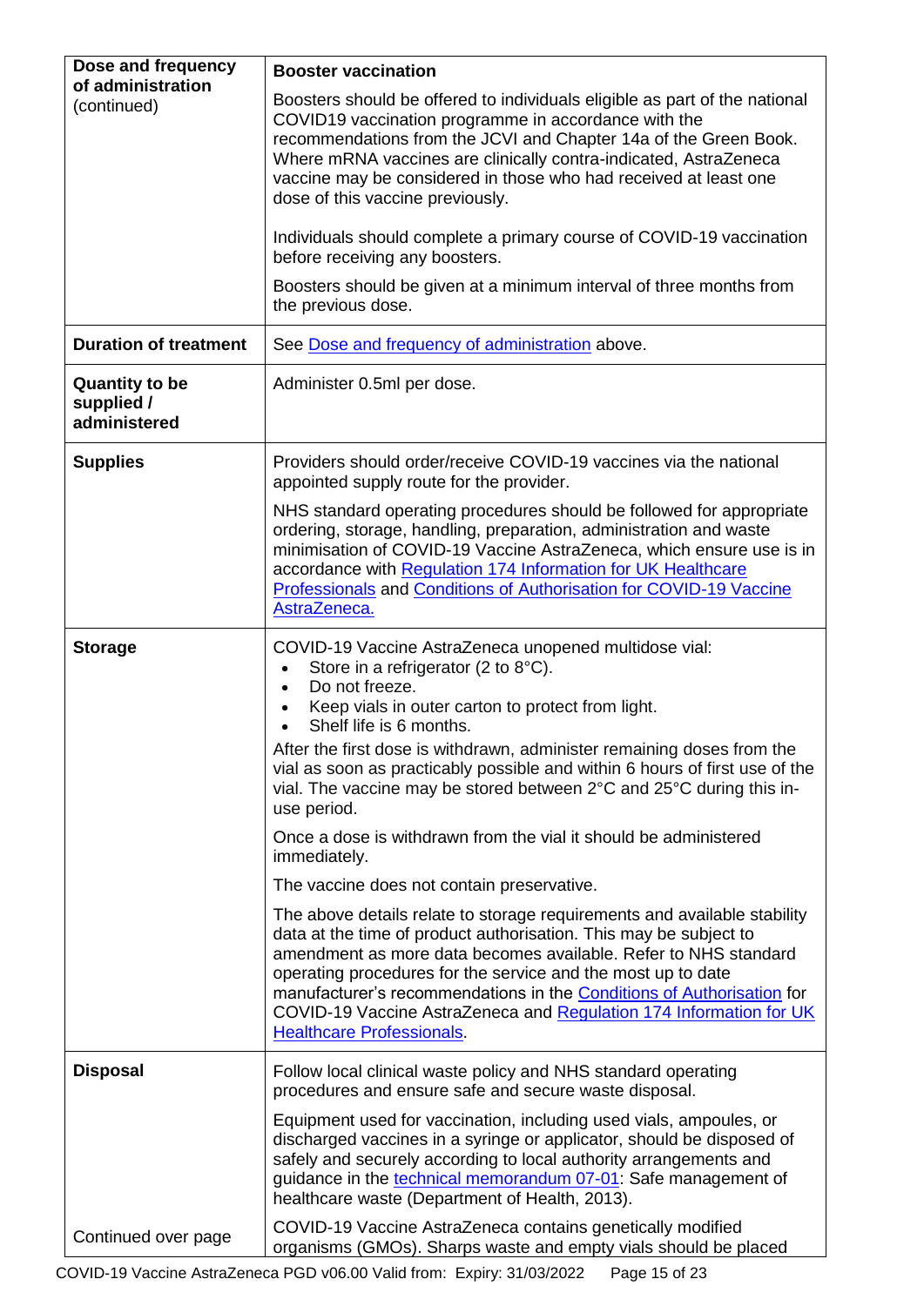| Dose and frequency of administration (continued) | **Booster vaccination**<br><br>Boosters should be offered to individuals eligible as part of the national COVID19 vaccination programme in accordance with the recommendations from the JCVI and Chapter 14a of the Green Book. Where mRNA vaccines are clinically contra-indicated, AstraZeneca vaccine may be considered in those who had received at least one dose of this vaccine previously.<br><br>Individuals should complete a primary course of COVID-19 vaccination before receiving any boosters.<br><br>Boosters should be given at a minimum interval of three months from the previous dose. |
|---|---|
| **Duration of treatment** | See Dose and frequency of administration above. |
| **Quantity to be supplied / administered** | Administer 0.5ml per dose. |
| **Supplies** | Providers should order/receive COVID-19 vaccines via the national appointed supply route for the provider.<br><br>NHS standard operating procedures should be followed for appropriate ordering, storage, handling, preparation, administration and waste minimisation of COVID-19 Vaccine AstraZeneca, which ensure use is in accordance with Regulation 174 Information for UK Healthcare Professionals and Conditions of Authorisation for COVID-19 Vaccine AstraZeneca. |
| **Storage** | COVID-19 Vaccine AstraZeneca unopened multidose vial:<br>• Store in a refrigerator (2 to 8°C).<br>• Do not freeze.<br>• Keep vials in outer carton to protect from light.<br>• Shelf life is 6 months.<br><br>After the first dose is withdrawn, administer remaining doses from the vial as soon as practicably possible and within 6 hours of first use of the vial. The vaccine may be stored between 2°C and 25°C during this in-use period.<br><br>Once a dose is withdrawn from the vial it should be administered immediately.<br><br>The vaccine does not contain preservative.<br><br>The above details relate to storage requirements and available stability data at the time of product authorisation. This may be subject to amendment as more data becomes available. Refer to NHS standard operating procedures for the service and the most up to date manufacturer's recommendations in the Conditions of Authorisation for COVID-19 Vaccine AstraZeneca and Regulation 174 Information for UK Healthcare Professionals. |
| **Disposal**<br><br>Continued over page | Follow local clinical waste policy and NHS standard operating procedures and ensure safe and secure waste disposal.<br><br>Equipment used for vaccination, including used vials, ampoules, or discharged vaccines in a syringe or applicator, should be disposed of safely and securely according to local authority arrangements and guidance in the technical memorandum 07-01: Safe management of healthcare waste (Department of Health, 2013).<br><br>COVID-19 Vaccine AstraZeneca contains genetically modified organisms (GMOs). Sharps waste and empty vials should be placed |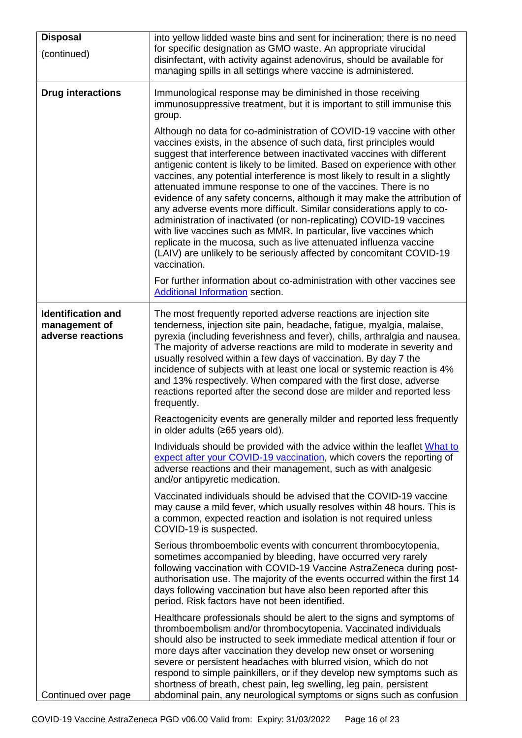| | |
|---|---|
| **Disposal** (continued) | into yellow lidded waste bins and sent for incineration; there is no need for specific designation as GMO waste. An appropriate virucidal disinfectant, with activity against adenovirus, should be available for managing spills in all settings where vaccine is administered. |
| **Drug interactions** | Immunological response may be diminished in those receiving immunosuppressive treatment, but it is important to still immunise this group.<br><br>Although no data for co-administration of COVID-19 vaccine with other vaccines exists, in the absence of such data, first principles would suggest that interference between inactivated vaccines with different antigenic content is likely to be limited. Based on experience with other vaccines, any potential interference is most likely to result in a slightly attenuated immune response to one of the vaccines. There is no evidence of any safety concerns, although it may make the attribution of any adverse events more difficult. Similar considerations apply to co-administration of inactivated (or non-replicating) COVID-19 vaccines with live vaccines such as MMR. In particular, live vaccines which replicate in the mucosa, such as live attenuated influenza vaccine (LAIV) are unlikely to be seriously affected by concomitant COVID-19 vaccination.<br><br>For further information about co-administration with other vaccines see Additional Information section. |
| **Identification and management of adverse reactions**<br><br>Continued over page | The most frequently reported adverse reactions are injection site tenderness, injection site pain, headache, fatigue, myalgia, malaise, pyrexia (including feverishness and fever), chills, arthralgia and nausea. The majority of adverse reactions are mild to moderate in severity and usually resolved within a few days of vaccination. By day 7 the incidence of subjects with at least one local or systemic reaction is 4% and 13% respectively. When compared with the first dose, adverse reactions reported after the second dose are milder and reported less frequently.<br><br>Reactogenicity events are generally milder and reported less frequently in older adults (≥65 years old).<br><br>Individuals should be provided with the advice within the leaflet What to expect after your COVID-19 vaccination, which covers the reporting of adverse reactions and their management, such as with analgesic and/or antipyretic medication.<br><br>Vaccinated individuals should be advised that the COVID-19 vaccine may cause a mild fever, which usually resolves within 48 hours. This is a common, expected reaction and isolation is not required unless COVID-19 is suspected.<br><br>Serious thromboembolic events with concurrent thrombocytopenia, sometimes accompanied by bleeding, have occurred very rarely following vaccination with COVID-19 Vaccine AstraZeneca during post-authorisation use. The majority of the events occurred within the first 14 days following vaccination but have also been reported after this period. Risk factors have not been identified.<br><br>Healthcare professionals should be alert to the signs and symptoms of thromboembolism and/or thrombocytopenia. Vaccinated individuals should also be instructed to seek immediate medical attention if four or more days after vaccination they develop new onset or worsening severe or persistent headaches with blurred vision, which do not respond to simple painkillers, or if they develop new symptoms such as shortness of breath, chest pain, leg swelling, leg pain, persistent abdominal pain, any neurological symptoms or signs such as confusion |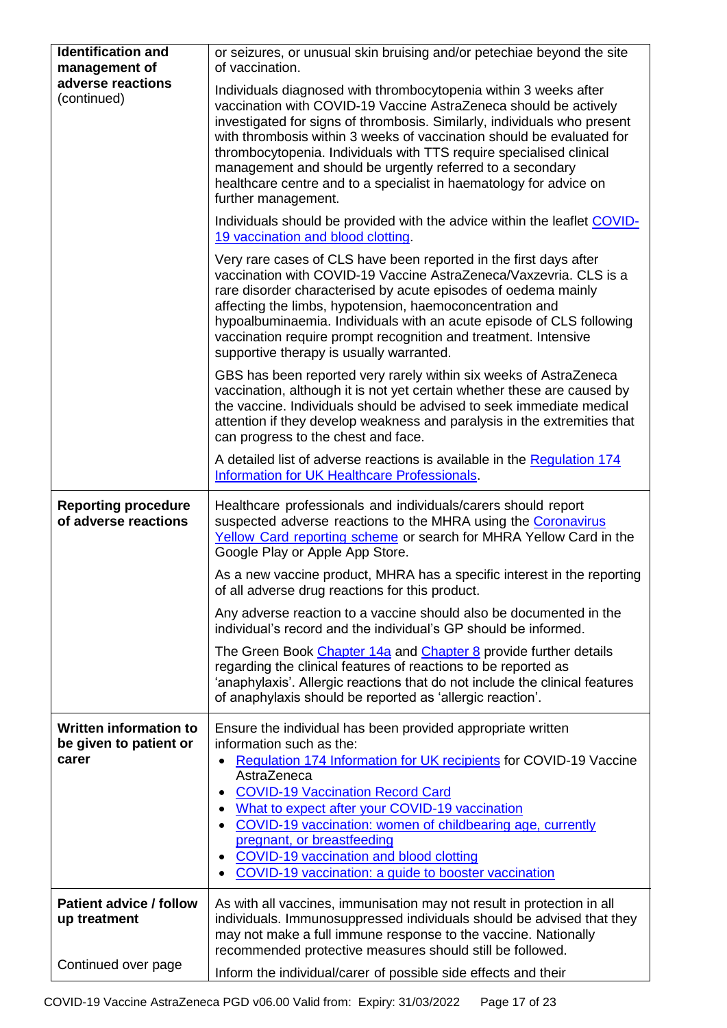| | |
|---|---|
| **Identification and management of adverse reactions** (continued) | or seizures, or unusual skin bruising and/or petechiae beyond the site of vaccination.<br><br>Individuals diagnosed with thrombocytopenia within 3 weeks after vaccination with COVID-19 Vaccine AstraZeneca should be actively investigated for signs of thrombosis. Similarly, individuals who present with thrombosis within 3 weeks of vaccination should be evaluated for thrombocytopenia. Individuals with TTS require specialised clinical management and should be urgently referred to a secondary healthcare centre and to a specialist in haematology for advice on further management.<br><br>Individuals should be provided with the advice within the leaflet COVID-19 vaccination and blood clotting.<br><br>Very rare cases of CLS have been reported in the first days after vaccination with COVID-19 Vaccine AstraZeneca/Vaxzevria. CLS is a rare disorder characterised by acute episodes of oedema mainly affecting the limbs, hypotension, haemoconcentration and hypoalbuminaemia. Individuals with an acute episode of CLS following vaccination require prompt recognition and treatment. Intensive supportive therapy is usually warranted.<br><br>GBS has been reported very rarely within six weeks of AstraZeneca vaccination, although it is not yet certain whether these are caused by the vaccine. Individuals should be advised to seek immediate medical attention if they develop weakness and paralysis in the extremities that can progress to the chest and face.<br><br>A detailed list of adverse reactions is available in the Regulation 174 Information for UK Healthcare Professionals. |
| **Reporting procedure of adverse reactions** | Healthcare professionals and individuals/carers should report suspected adverse reactions to the MHRA using the Coronavirus Yellow Card reporting scheme or search for MHRA Yellow Card in the Google Play or Apple App Store.<br><br>As a new vaccine product, MHRA has a specific interest in the reporting of all adverse drug reactions for this product.<br><br>Any adverse reaction to a vaccine should also be documented in the individual's record and the individual's GP should be informed.<br><br>The Green Book Chapter 14a and Chapter 8 provide further details regarding the clinical features of reactions to be reported as 'anaphylaxis'. Allergic reactions that do not include the clinical features of anaphylaxis should be reported as 'allergic reaction'. |
| **Written information to be given to patient or carer** | Ensure the individual has been provided appropriate written information such as the:<br>• Regulation 174 Information for UK recipients for COVID-19 Vaccine AstraZeneca<br>• COVID-19 Vaccination Record Card<br>• What to expect after your COVID-19 vaccination<br>• COVID-19 vaccination: women of childbearing age, currently pregnant, or breastfeeding<br>• COVID-19 vaccination and blood clotting<br>• COVID-19 vaccination: a guide to booster vaccination |
| **Patient advice / follow up treatment**<br><br>Continued over page | As with all vaccines, immunisation may not result in protection in all individuals. Immunosuppressed individuals should be advised that they may not make a full immune response to the vaccine. Nationally recommended protective measures should still be followed.<br><br>Inform the individual/carer of possible side effects and their |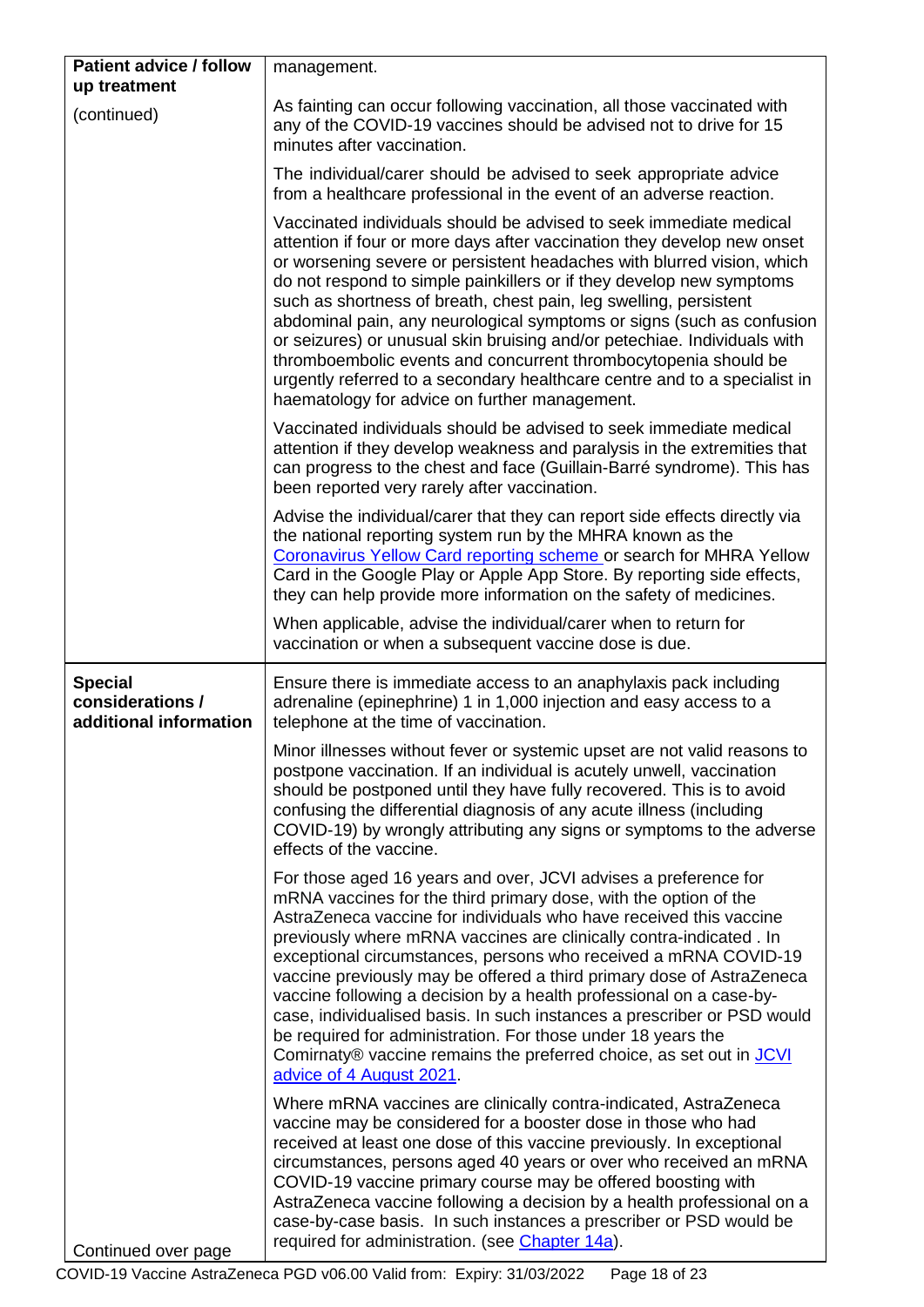| | |
|---|---|
| **Patient advice / follow up treatment**<br><br>(continued) | management.<br><br>As fainting can occur following vaccination, all those vaccinated with any of the COVID-19 vaccines should be advised not to drive for 15 minutes after vaccination.<br><br>The individual/carer should be advised to seek appropriate advice from a healthcare professional in the event of an adverse reaction.<br><br>Vaccinated individuals should be advised to seek immediate medical attention if four or more days after vaccination they develop new onset or worsening severe or persistent headaches with blurred vision, which do not respond to simple painkillers or if they develop new symptoms such as shortness of breath, chest pain, leg swelling, persistent abdominal pain, any neurological symptoms or signs (such as confusion or seizures) or unusual skin bruising and/or petechiae. Individuals with thromboembolic events and concurrent thrombocytopenia should be urgently referred to a secondary healthcare centre and to a specialist in haematology for advice on further management.<br><br>Vaccinated individuals should be advised to seek immediate medical attention if they develop weakness and paralysis in the extremities that can progress to the chest and face (Guillain-Barré syndrome). This has been reported very rarely after vaccination.<br><br>Advise the individual/carer that they can report side effects directly via the national reporting system run by the MHRA known as the Coronavirus Yellow Card reporting scheme or search for MHRA Yellow Card in the Google Play or Apple App Store. By reporting side effects, they can help provide more information on the safety of medicines.<br><br>When applicable, advise the individual/carer when to return for vaccination or when a subsequent vaccine dose is due. |
| **Special considerations / additional information**<br><br>Continued over page | Ensure there is immediate access to an anaphylaxis pack including adrenaline (epinephrine) 1 in 1,000 injection and easy access to a telephone at the time of vaccination.<br><br>Minor illnesses without fever or systemic upset are not valid reasons to postpone vaccination. If an individual is acutely unwell, vaccination should be postponed until they have fully recovered. This is to avoid confusing the differential diagnosis of any acute illness (including COVID-19) by wrongly attributing any signs or symptoms to the adverse effects of the vaccine.<br><br>For those aged 16 years and over, JCVI advises a preference for mRNA vaccines for the third primary dose, with the option of the AstraZeneca vaccine for individuals who have received this vaccine previously where mRNA vaccines are clinically contra-indicated . In exceptional circumstances, persons who received a mRNA COVID-19 vaccine previously may be offered a third primary dose of AstraZeneca vaccine following a decision by a health professional on a case-by-case, individualised basis. In such instances a prescriber or PSD would be required for administration. For those under 18 years the Comirnaty® vaccine remains the preferred choice, as set out in JCVI advice of 4 August 2021.<br><br>Where mRNA vaccines are clinically contra-indicated, AstraZeneca vaccine may be considered for a booster dose in those who had received at least one dose of this vaccine previously. In exceptional circumstances, persons aged 40 years or over who received an mRNA COVID-19 vaccine primary course may be offered boosting with AstraZeneca vaccine following a decision by a health professional on a case-by-case basis. In such instances a prescriber or PSD would be required for administration. (see Chapter 14a). |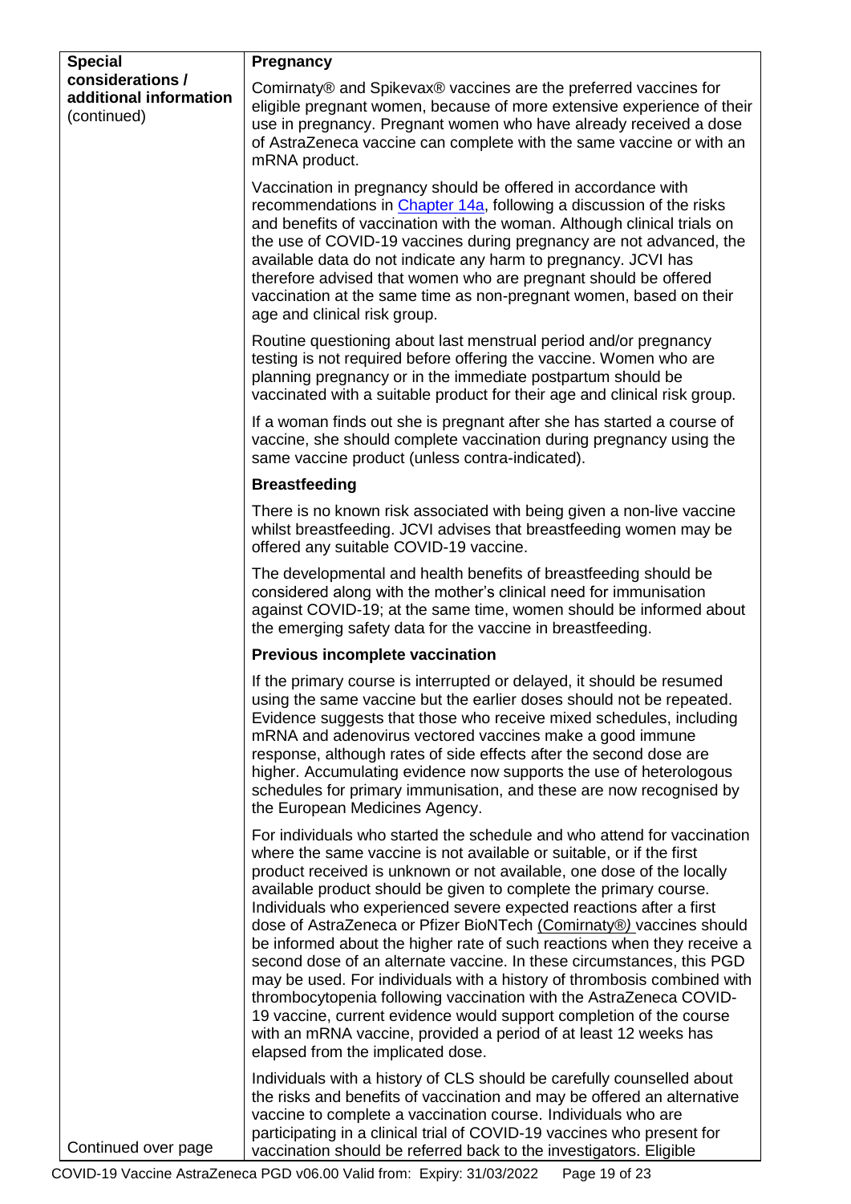| Special considerations / additional information (continued) | **Pregnancy**<br><br>Comirnaty® and Spikevax® vaccines are the preferred vaccines for eligible pregnant women, because of more extensive experience of their use in pregnancy. Pregnant women who have already received a dose of AstraZeneca vaccine can complete with the same vaccine or with an mRNA product.<br><br>Vaccination in pregnancy should be offered in accordance with recommendations in Chapter 14a, following a discussion of the risks and benefits of vaccination with the woman. Although clinical trials on the use of COVID-19 vaccines during pregnancy are not advanced, the available data do not indicate any harm to pregnancy. JCVI has therefore advised that women who are pregnant should be offered vaccination at the same time as non-pregnant women, based on their age and clinical risk group.<br><br>Routine questioning about last menstrual period and/or pregnancy testing is not required before offering the vaccine. Women who are planning pregnancy or in the immediate postpartum should be vaccinated with a suitable product for their age and clinical risk group.<br><br>If a woman finds out she is pregnant after she has started a course of vaccine, she should complete vaccination during pregnancy using the same vaccine product (unless contra-indicated).<br><br>**Breastfeeding**<br><br>There is no known risk associated with being given a non-live vaccine whilst breastfeeding. JCVI advises that breastfeeding women may be offered any suitable COVID-19 vaccine.<br><br>The developmental and health benefits of breastfeeding should be considered along with the mother's clinical need for immunisation against COVID-19; at the same time, women should be informed about the emerging safety data for the vaccine in breastfeeding.<br><br>**Previous incomplete vaccination**<br><br>If the primary course is interrupted or delayed, it should be resumed using the same vaccine but the earlier doses should not be repeated. Evidence suggests that those who receive mixed schedules, including mRNA and adenovirus vectored vaccines make a good immune response, although rates of side effects after the second dose are higher. Accumulating evidence now supports the use of heterologous schedules for primary immunisation, and these are now recognised by the European Medicines Agency.<br><br>For individuals who started the schedule and who attend for vaccination where the same vaccine is not available or suitable, or if the first product received is unknown or not available, one dose of the locally available product should be given to complete the primary course. Individuals who experienced severe expected reactions after a first dose of AstraZeneca or Pfizer BioNTech (Comirnaty®) vaccines should be informed about the higher rate of such reactions when they receive a second dose of an alternate vaccine. In these circumstances, this PGD may be used. For individuals with a history of thrombosis combined with thrombocytopenia following vaccination with the AstraZeneca COVID-19 vaccine, current evidence would support completion of the course with an mRNA vaccine, provided a period of at least 12 weeks has elapsed from the implicated dose.<br><br>Individuals with a history of CLS should be carefully counselled about the risks and benefits of vaccination and may be offered an alternative vaccine to complete a vaccination course. Individuals who are participating in a clinical trial of COVID-19 vaccines who present for vaccination should be referred back to the investigators. Eligible |
| --- | --- |
| Continued over page | |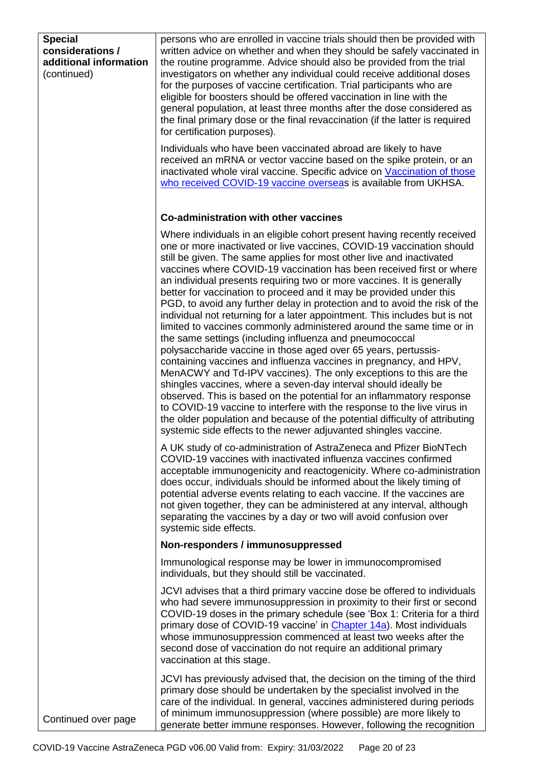| **Special considerations / additional information** (continued) | persons who are enrolled in vaccine trials should then be provided with written advice on whether and when they should be safely vaccinated in the routine programme. Advice should also be provided from the trial investigators on whether any individual could receive additional doses for the purposes of vaccine certification. Trial participants who are eligible for boosters should be offered vaccination in line with the general population, at least three months after the dose considered as the final primary dose or the final revaccination (if the latter is required for certification purposes).<br><br>Individuals who have been vaccinated abroad are likely to have received an mRNA or vector vaccine based on the spike protein, or an inactivated whole viral vaccine. Specific advice on [Vaccination of those who received COVID-19 vaccine overseas] is available from UKHSA.<br><br>**Co-administration with other vaccines**<br><br>Where individuals in an eligible cohort present having recently received one or more inactivated or live vaccines, COVID-19 vaccination should still be given. The same applies for most other live and inactivated vaccines where COVID-19 vaccination has been received first or where an individual presents requiring two or more vaccines. It is generally better for vaccination to proceed and it may be provided under this PGD, to avoid any further delay in protection and to avoid the risk of the individual not returning for a later appointment. This includes but is not limited to vaccines commonly administered around the same time or in the same settings (including influenza and pneumococcal polysaccharide vaccine in those aged over 65 years, pertussis-containing vaccines and influenza vaccines in pregnancy, and HPV, MenACWY and Td-IPV vaccines). The only exceptions to this are the shingles vaccines, where a seven-day interval should ideally be observed. This is based on the potential for an inflammatory response to COVID-19 vaccine to interfere with the response to the live virus in the older population and because of the potential difficulty of attributing systemic side effects to the newer adjuvanted shingles vaccine.<br><br>A UK study of co-administration of AstraZeneca and Pfizer BioNTech COVID-19 vaccines with inactivated influenza vaccines confirmed acceptable immunogenicity and reactogenicity. Where co-administration does occur, individuals should be informed about the likely timing of potential adverse events relating to each vaccine. If the vaccines are not given together, they can be administered at any interval, although separating the vaccines by a day or two will avoid confusion over systemic side effects.<br><br>**Non-responders / immunosuppressed**<br><br>Immunological response may be lower in immunocompromised individuals, but they should still be vaccinated.<br><br>JCVI advises that a third primary vaccine dose be offered to individuals who had severe immunosuppression in proximity to their first or second COVID-19 doses in the primary schedule (see 'Box 1: Criteria for a third primary dose of COVID-19 vaccine' in [Chapter 14a]). Most individuals whose immunosuppression commenced at least two weeks after the second dose of vaccination do not require an additional primary vaccination at this stage.<br><br>JCVI has previously advised that, the decision on the timing of the third primary dose should be undertaken by the specialist involved in the care of the individual. In general, vaccines administered during periods of minimum immunosuppression (where possible) are more likely to generate better immune responses. However, following the recognition |
|---|---|
| Continued over page | |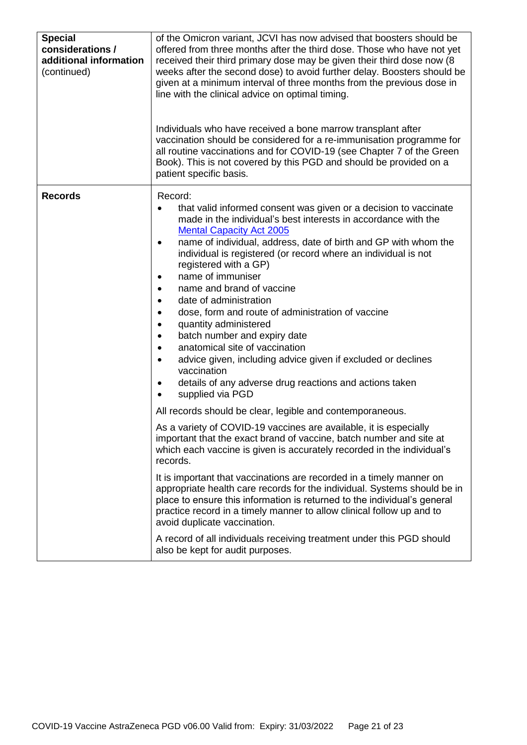| | |
|---|---|
| **Special considerations / additional information** (continued) | of the Omicron variant, JCVI has now advised that boosters should be offered from three months after the third dose. Those who have not yet received their third primary dose may be given their third dose now (8 weeks after the second dose) to avoid further delay. Boosters should be given at a minimum interval of three months from the previous dose in line with the clinical advice on optimal timing.<br><br>Individuals who have received a bone marrow transplant after vaccination should be considered for a re-immunisation programme for all routine vaccinations and for COVID-19 (see Chapter 7 of the Green Book). This is not covered by this PGD and should be provided on a patient specific basis. |
| **Records** | Record:<br>• that valid informed consent was given or a decision to vaccinate made in the individual's best interests in accordance with the [Mental Capacity Act 2005](#)<br>• name of individual, address, date of birth and GP with whom the individual is registered (or record where an individual is not registered with a GP)<br>• name of immuniser<br>• name and brand of vaccine<br>• date of administration<br>• dose, form and route of administration of vaccine<br>• quantity administered<br>• batch number and expiry date<br>• anatomical site of vaccination<br>• advice given, including advice given if excluded or declines vaccination<br>• details of any adverse drug reactions and actions taken<br>• supplied via PGD<br><br>All records should be clear, legible and contemporaneous.<br><br>As a variety of COVID-19 vaccines are available, it is especially important that the exact brand of vaccine, batch number and site at which each vaccine is given is accurately recorded in the individual's records.<br><br>It is important that vaccinations are recorded in a timely manner on appropriate health care records for the individual. Systems should be in place to ensure this information is returned to the individual's general practice record in a timely manner to allow clinical follow up and to avoid duplicate vaccination.<br><br>A record of all individuals receiving treatment under this PGD should also be kept for audit purposes. |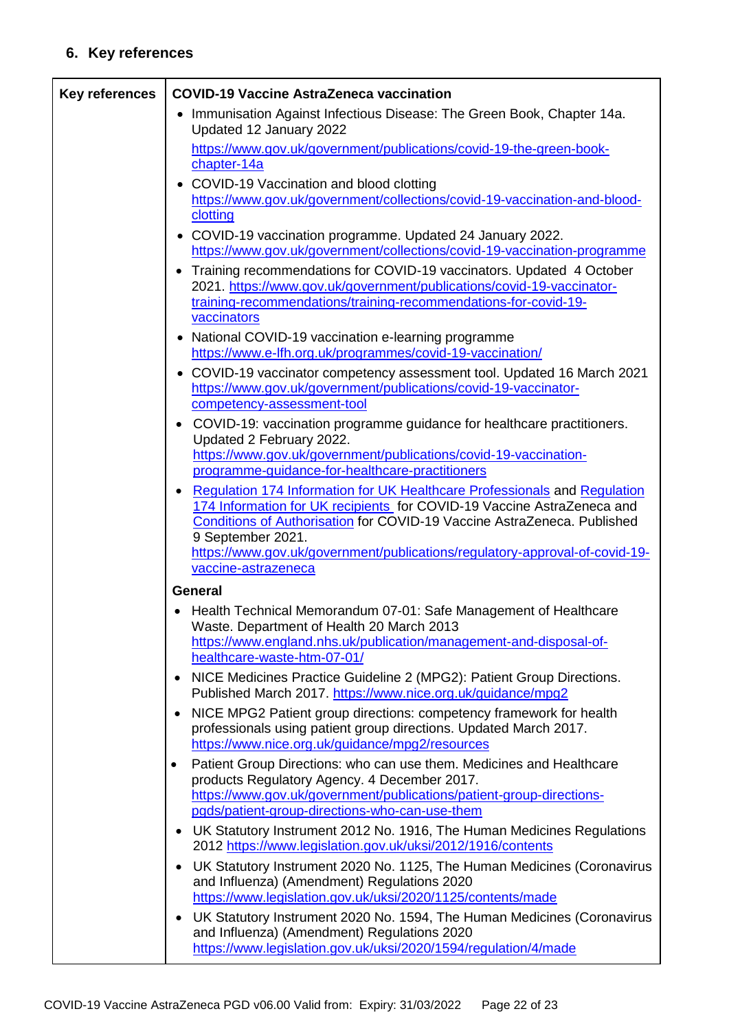## 6. Key references

| Key references | COVID-19 Vaccine AstraZeneca vaccination |
|---|---|
| | • Immunisation Against Infectious Disease: The Green Book, Chapter 14a. Updated 12 January 2022 https://www.gov.uk/government/publications/covid-19-the-green-book-chapter-14a<br>• COVID-19 Vaccination and blood clotting https://www.gov.uk/government/collections/covid-19-vaccination-and-blood-clotting<br>• COVID-19 vaccination programme. Updated 24 January 2022. https://www.gov.uk/government/collections/covid-19-vaccination-programme<br>• Training recommendations for COVID-19 vaccinators. Updated 4 October 2021. https://www.gov.uk/government/publications/covid-19-vaccinator-training-recommendations/training-recommendations-for-covid-19-vaccinators<br>• National COVID-19 vaccination e-learning programme https://www.e-lfh.org.uk/programmes/covid-19-vaccination/<br>• COVID-19 vaccinator competency assessment tool. Updated 16 March 2021 https://www.gov.uk/government/publications/covid-19-vaccinator-competency-assessment-tool<br>• COVID-19: vaccination programme guidance for healthcare practitioners. Updated 2 February 2022. https://www.gov.uk/government/publications/covid-19-vaccination-programme-guidance-for-healthcare-practitioners<br>• Regulation 174 Information for UK Healthcare Professionals and Regulation 174 Information for UK recipients for COVID-19 Vaccine AstraZeneca and Conditions of Authorisation for COVID-19 Vaccine AstraZeneca. Published 9 September 2021. https://www.gov.uk/government/publications/regulatory-approval-of-covid-19-vaccine-astrazeneca |
| | **General** |
| | • Health Technical Memorandum 07-01: Safe Management of Healthcare Waste. Department of Health 20 March 2013 https://www.england.nhs.uk/publication/management-and-disposal-of-healthcare-waste-htm-07-01/<br>• NICE Medicines Practice Guideline 2 (MPG2): Patient Group Directions. Published March 2017. https://www.nice.org.uk/guidance/mpg2<br>• NICE MPG2 Patient group directions: competency framework for health professionals using patient group directions. Updated March 2017. https://www.nice.org.uk/guidance/mpg2/resources<br>• Patient Group Directions: who can use them. Medicines and Healthcare products Regulatory Agency. 4 December 2017. https://www.gov.uk/government/publications/patient-group-directions-pgds/patient-group-directions-who-can-use-them<br>• UK Statutory Instrument 2012 No. 1916, The Human Medicines Regulations 2012 https://www.legislation.gov.uk/uksi/2012/1916/contents<br>• UK Statutory Instrument 2020 No. 1125, The Human Medicines (Coronavirus and Influenza) (Amendment) Regulations 2020 https://www.legislation.gov.uk/uksi/2020/1125/contents/made<br>• UK Statutory Instrument 2020 No. 1594, The Human Medicines (Coronavirus and Influenza) (Amendment) Regulations 2020 https://www.legislation.gov.uk/uksi/2020/1594/regulation/4/made |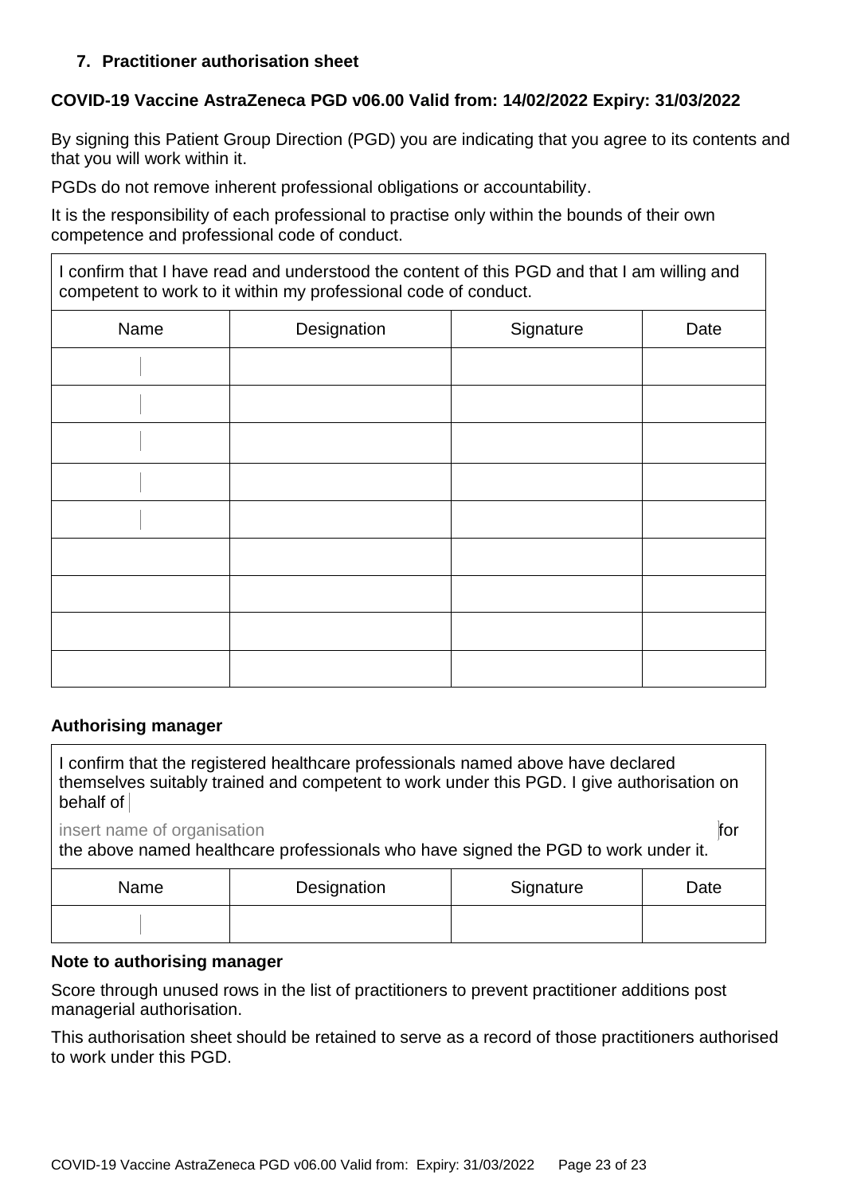## 7. Practitioner authorisation sheet

**COVID-19 Vaccine AstraZeneca PGD v06.00 Valid from: 14/02/2022 Expiry: 31/03/2022**

By signing this Patient Group Direction (PGD) you are indicating that you agree to its contents and that you will work within it.

PGDs do not remove inherent professional obligations or accountability.

It is the responsibility of each professional to practise only within the bounds of their own competence and professional code of conduct.

| I confirm that I have read and understood the content of this PGD and that I am willing and competent to work to it within my professional code of conduct. | | | |
|---|---|---|---|
| Name | Designation | Signature | Date |
| | | | |
| | | | |
| | | | |
| | | | |
| | | | |
| | | | |
| | | | |
| | | | |
| | | | |

**Authorising manager**

| I confirm that the registered healthcare professionals named above have declared themselves suitably trained and competent to work under this PGD. I give authorisation on behalf of insert name of organisation for the above named healthcare professionals who have signed the PGD to work under it. | | | |
|---|---|---|---|
| Name | Designation | Signature | Date |
| | | | |

**Note to authorising manager**

Score through unused rows in the list of practitioners to prevent practitioner additions post managerial authorisation.

This authorisation sheet should be retained to serve as a record of those practitioners authorised to work under this PGD.